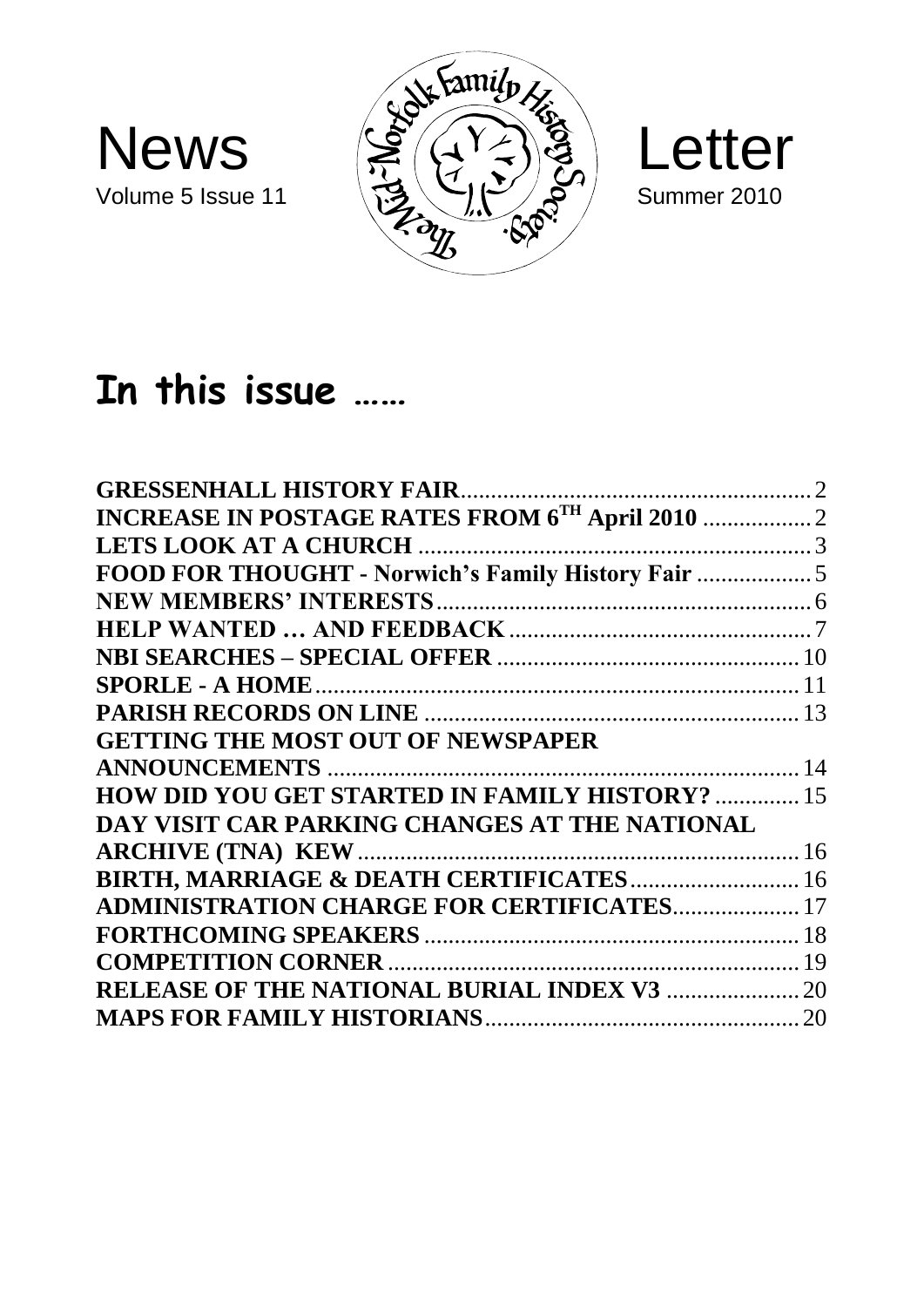News Letter

Volume 5 Issue 11 — Summer 2010

The Mid-Norfolk Family History Society

# In this issue ……

| | |
|---|---|
| **GRESSENHALL HISTORY FAIR** | 2 |
| **INCREASE IN POSTAGE RATES FROM 6$^{TH}$ April 2010** | 2 |
| **LETS LOOK AT A CHURCH** | 3 |
| **FOOD FOR THOUGHT - Norwich's Family History Fair** | 5 |
| **NEW MEMBERS' INTERESTS** | 6 |
| **HELP WANTED … AND FEEDBACK** | 7 |
| **NBI SEARCHES – SPECIAL OFFER** | 10 |
| **SPORLE - A HOME** | 11 |
| **PARISH RECORDS ON LINE** | 13 |
| **GETTING THE MOST OUT OF NEWSPAPER ANNOUNCEMENTS** | 14 |
| **HOW DID YOU GET STARTED IN FAMILY HISTORY?** | 15 |
| **DAY VISIT CAR PARKING CHANGES AT THE NATIONAL ARCHIVE (TNA) KEW** | 16 |
| **BIRTH, MARRIAGE & DEATH CERTIFICATES** | 16 |
| **ADMINISTRATION CHARGE FOR CERTIFICATES** | 17 |
| **FORTHCOMING SPEAKERS** | 18 |
| **COMPETITION CORNER** | 19 |
| **RELEASE OF THE NATIONAL BURIAL INDEX V3** | 20 |
| **MAPS FOR FAMILY HISTORIANS** | 20 |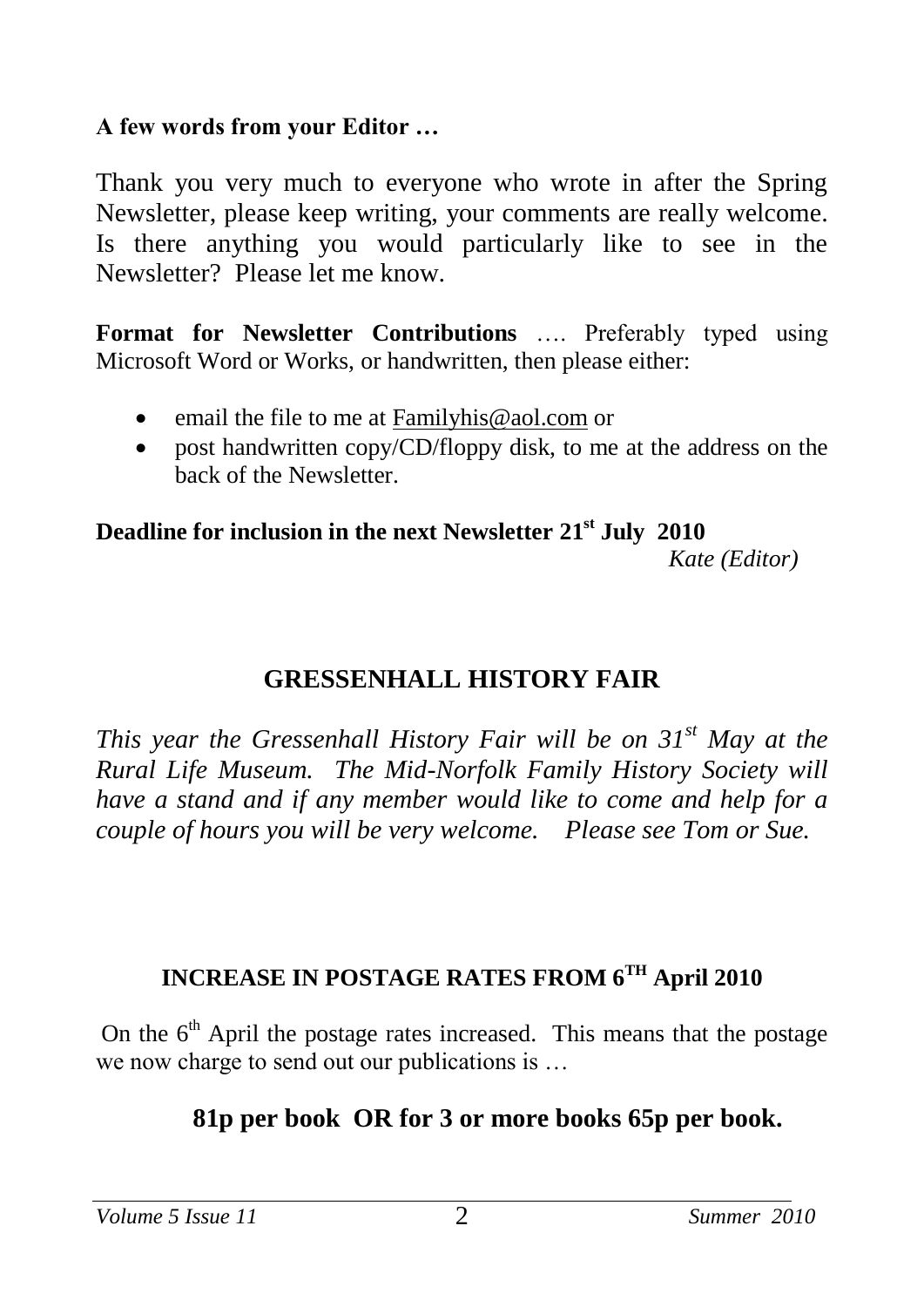**A few words from your Editor …**

Thank you very much to everyone who wrote in after the Spring Newsletter, please keep writing, your comments are really welcome. Is there anything you would particularly like to see in the Newsletter? Please let me know.

**Format for Newsletter Contributions** …. Preferably typed using Microsoft Word or Works, or handwritten, then please either:

- email the file to me at Familyhis@aol.com or
- post handwritten copy/CD/floppy disk, to me at the address on the back of the Newsletter.

**Deadline for inclusion in the next Newsletter 21st July 2010**

*Kate (Editor)*

## GRESSENHALL HISTORY FAIR

*This year the Gressenhall History Fair will be on 31st May at the Rural Life Museum. The Mid-Norfolk Family History Society will have a stand and if any member would like to come and help for a couple of hours you will be very welcome. Please see Tom or Sue.*

## INCREASE IN POSTAGE RATES FROM 6TH April 2010

On the 6th April the postage rates increased. This means that the postage we now charge to send out our publications is …

**81p per book OR for 3 or more books 65p per book.**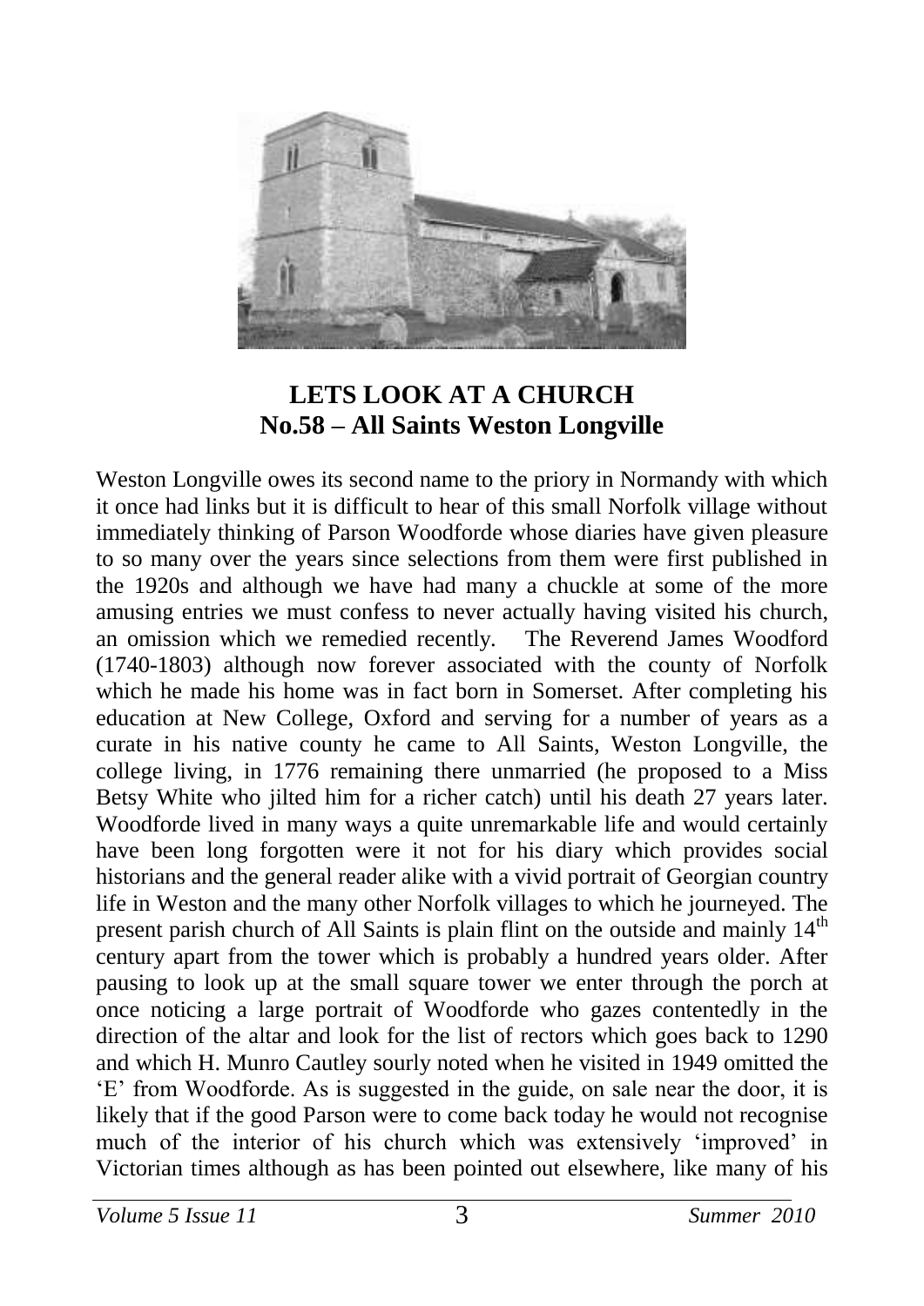## LETS LOOK AT A CHURCH
## No.58 – All Saints Weston Longville

Weston Longville owes its second name to the priory in Normandy with which it once had links but it is difficult to hear of this small Norfolk village without immediately thinking of Parson Woodforde whose diaries have given pleasure to so many over the years since selections from them were first published in the 1920s and although we have had many a chuckle at some of the more amusing entries we must confess to never actually having visited his church, an omission which we remedied recently. The Reverend James Woodford (1740-1803) although now forever associated with the county of Norfolk which he made his home was in fact born in Somerset. After completing his education at New College, Oxford and serving for a number of years as a curate in his native county he came to All Saints, Weston Longville, the college living, in 1776 remaining there unmarried (he proposed to a Miss Betsy White who jilted him for a richer catch) until his death 27 years later. Woodforde lived in many ways a quite unremarkable life and would certainly have been long forgotten were it not for his diary which provides social historians and the general reader alike with a vivid portrait of Georgian country life in Weston and the many other Norfolk villages to which he journeyed. The present parish church of All Saints is plain flint on the outside and mainly 14th century apart from the tower which is probably a hundred years older. After pausing to look up at the small square tower we enter through the porch at once noticing a large portrait of Woodforde who gazes contentedly in the direction of the altar and look for the list of rectors which goes back to 1290 and which H. Munro Cautley sourly noted when he visited in 1949 omitted the 'E' from Woodforde. As is suggested in the guide, on sale near the door, it is likely that if the good Parson were to come back today he would not recognise much of the interior of his church which was extensively 'improved' in Victorian times although as has been pointed out elsewhere, like many of his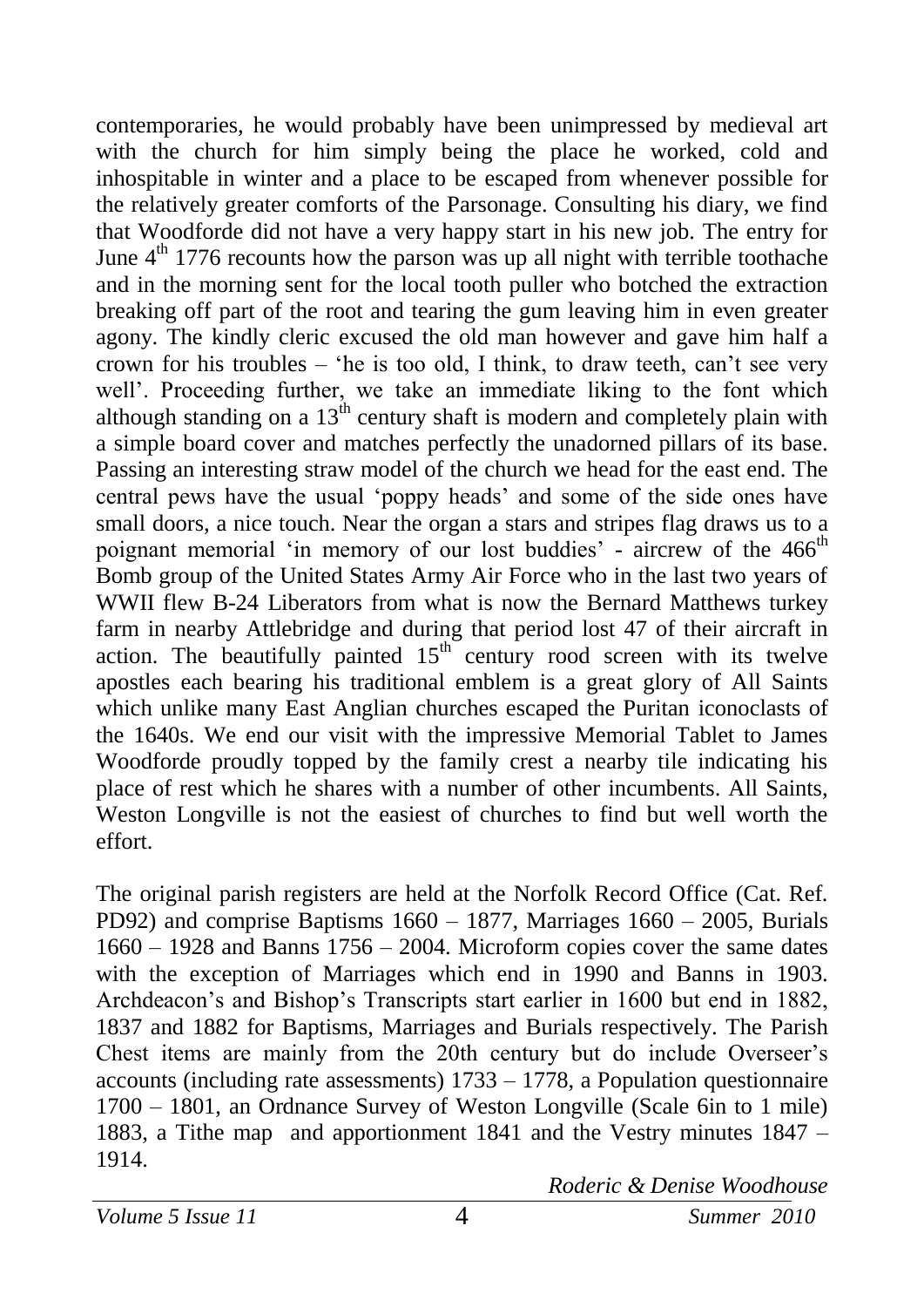contemporaries, he would probably have been unimpressed by medieval art with the church for him simply being the place he worked, cold and inhospitable in winter and a place to be escaped from whenever possible for the relatively greater comforts of the Parsonage. Consulting his diary, we find that Woodforde did not have a very happy start in his new job. The entry for June 4th 1776 recounts how the parson was up all night with terrible toothache and in the morning sent for the local tooth puller who botched the extraction breaking off part of the root and tearing the gum leaving him in even greater agony. The kindly cleric excused the old man however and gave him half a crown for his troubles – 'he is too old, I think, to draw teeth, can't see very well'. Proceeding further, we take an immediate liking to the font which although standing on a 13th century shaft is modern and completely plain with a simple board cover and matches perfectly the unadorned pillars of its base. Passing an interesting straw model of the church we head for the east end. The central pews have the usual 'poppy heads' and some of the side ones have small doors, a nice touch. Near the organ a stars and stripes flag draws us to a poignant memorial 'in memory of our lost buddies' - aircrew of the 466th Bomb group of the United States Army Air Force who in the last two years of WWII flew B-24 Liberators from what is now the Bernard Matthews turkey farm in nearby Attlebridge and during that period lost 47 of their aircraft in action. The beautifully painted 15th century rood screen with its twelve apostles each bearing his traditional emblem is a great glory of All Saints which unlike many East Anglian churches escaped the Puritan iconoclasts of the 1640s. We end our visit with the impressive Memorial Tablet to James Woodforde proudly topped by the family crest a nearby tile indicating his place of rest which he shares with a number of other incumbents. All Saints, Weston Longville is not the easiest of churches to find but well worth the effort.

The original parish registers are held at the Norfolk Record Office (Cat. Ref. PD92) and comprise Baptisms 1660 – 1877, Marriages 1660 – 2005, Burials 1660 – 1928 and Banns 1756 – 2004. Microform copies cover the same dates with the exception of Marriages which end in 1990 and Banns in 1903. Archdeacon's and Bishop's Transcripts start earlier in 1600 but end in 1882, 1837 and 1882 for Baptisms, Marriages and Burials respectively. The Parish Chest items are mainly from the 20th century but do include Overseer's accounts (including rate assessments) 1733 – 1778, a Population questionnaire 1700 – 1801, an Ordnance Survey of Weston Longville (Scale 6in to 1 mile) 1883, a Tithe map and apportionment 1841 and the Vestry minutes 1847 – 1914.

*Roderic & Denise Woodhouse*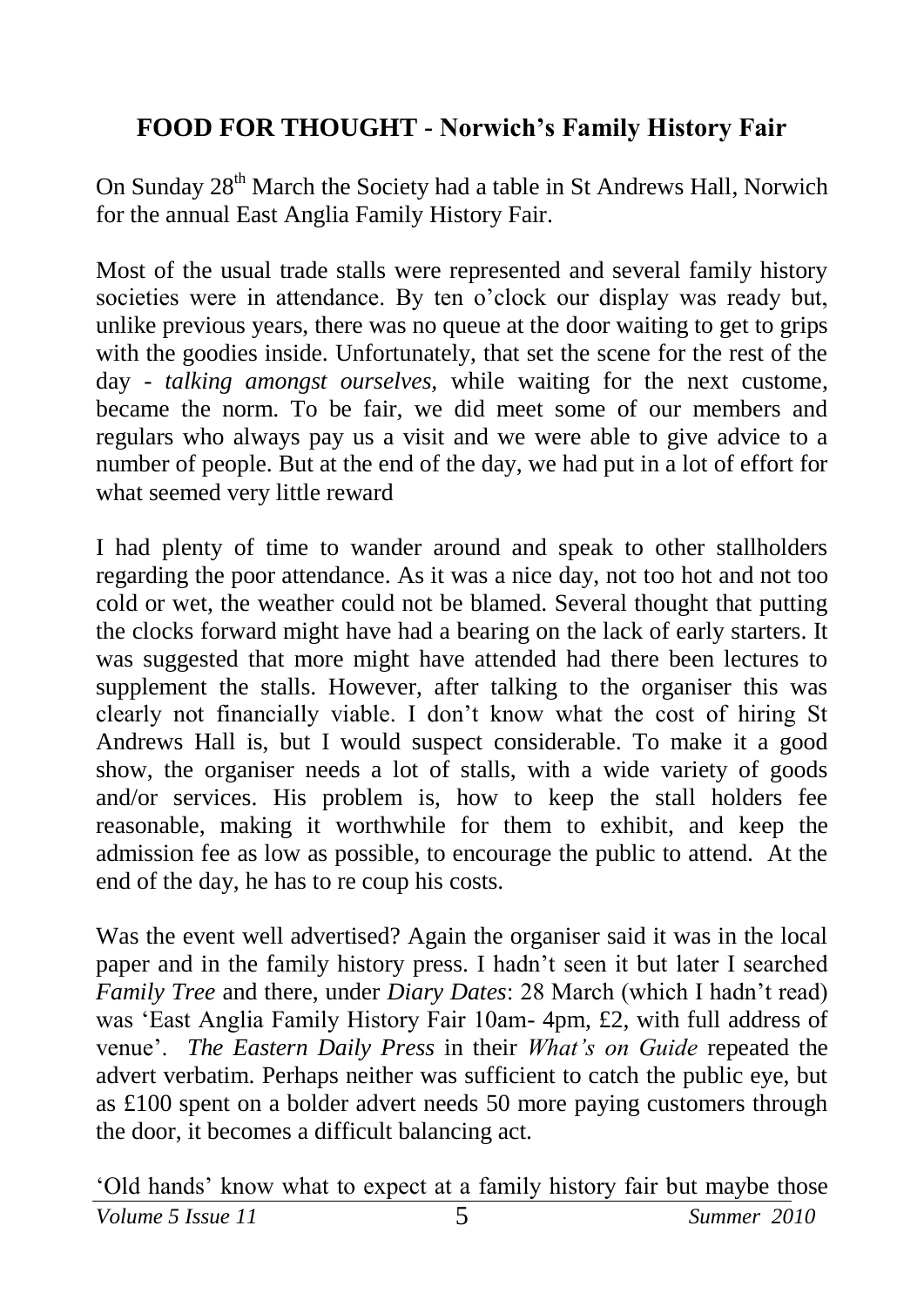## FOOD FOR THOUGHT - Norwich's Family History Fair

On Sunday 28th March the Society had a table in St Andrews Hall, Norwich for the annual East Anglia Family History Fair.

Most of the usual trade stalls were represented and several family history societies were in attendance. By ten o'clock our display was ready but, unlike previous years, there was no queue at the door waiting to get to grips with the goodies inside. Unfortunately, that set the scene for the rest of the day - *talking amongst ourselves*, while waiting for the next custome, became the norm. To be fair, we did meet some of our members and regulars who always pay us a visit and we were able to give advice to a number of people. But at the end of the day, we had put in a lot of effort for what seemed very little reward

I had plenty of time to wander around and speak to other stallholders regarding the poor attendance. As it was a nice day, not too hot and not too cold or wet, the weather could not be blamed. Several thought that putting the clocks forward might have had a bearing on the lack of early starters. It was suggested that more might have attended had there been lectures to supplement the stalls. However, after talking to the organiser this was clearly not financially viable. I don't know what the cost of hiring St Andrews Hall is, but I would suspect considerable. To make it a good show, the organiser needs a lot of stalls, with a wide variety of goods and/or services. His problem is, how to keep the stall holders fee reasonable, making it worthwhile for them to exhibit, and keep the admission fee as low as possible, to encourage the public to attend. At the end of the day, he has to re coup his costs.

Was the event well advertised? Again the organiser said it was in the local paper and in the family history press. I hadn't seen it but later I searched *Family Tree* and there, under *Diary Dates*: 28 March (which I hadn't read) was 'East Anglia Family History Fair 10am- 4pm, £2, with full address of venue'. *The Eastern Daily Press* in their *What's on Guide* repeated the advert verbatim. Perhaps neither was sufficient to catch the public eye, but as £100 spent on a bolder advert needs 50 more paying customers through the door, it becomes a difficult balancing act.

'Old hands' know what to expect at a family history fair but maybe those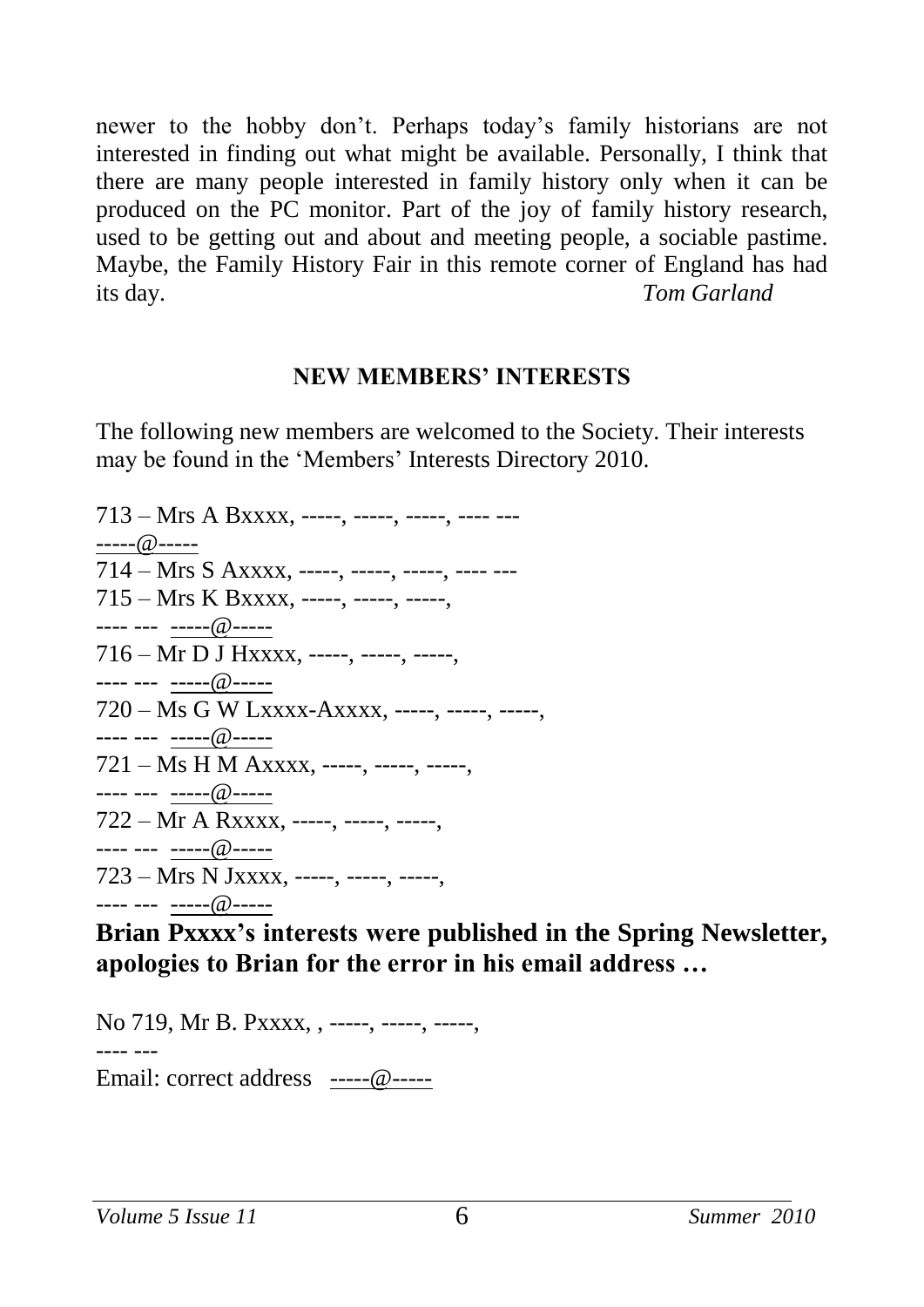newer to the hobby don't. Perhaps today's family historians are not interested in finding out what might be available. Personally, I think that there are many people interested in family history only when it can be produced on the PC monitor. Part of the joy of family history research, used to be getting out and about and meeting people, a sociable pastime. Maybe, the Family History Fair in this remote corner of England has had its day. *Tom Garland*

## NEW MEMBERS' INTERESTS

The following new members are welcomed to the Society. Their interests may be found in the 'Members' Interests Directory 2010.

713 – Mrs A Bxxxx, -----, -----, -----, ---- ---
-----@-----
714 – Mrs S Axxxx, -----, -----, -----, ---- ---
715 – Mrs K Bxxxx, -----, -----, -----,
---- --- -----@-----
716 – Mr D J Hxxxx, -----, -----, -----,
---- --- -----@-----
720 – Ms G W Lxxxx-Axxxx, -----, -----, -----,
---- --- -----@-----
721 – Ms H M Axxxx, -----, -----, -----,
---- --- -----@-----
722 – Mr A Rxxxx, -----, -----, -----,
---- --- -----@-----
723 – Mrs N Jxxxx, -----, -----, -----,
---- --- -----@-----

**Brian Pxxxx's interests were published in the Spring Newsletter, apologies to Brian for the error in his email address …**

No 719, Mr B. Pxxxx, , -----, -----, -----,
---- ---
Email: correct address -----@-----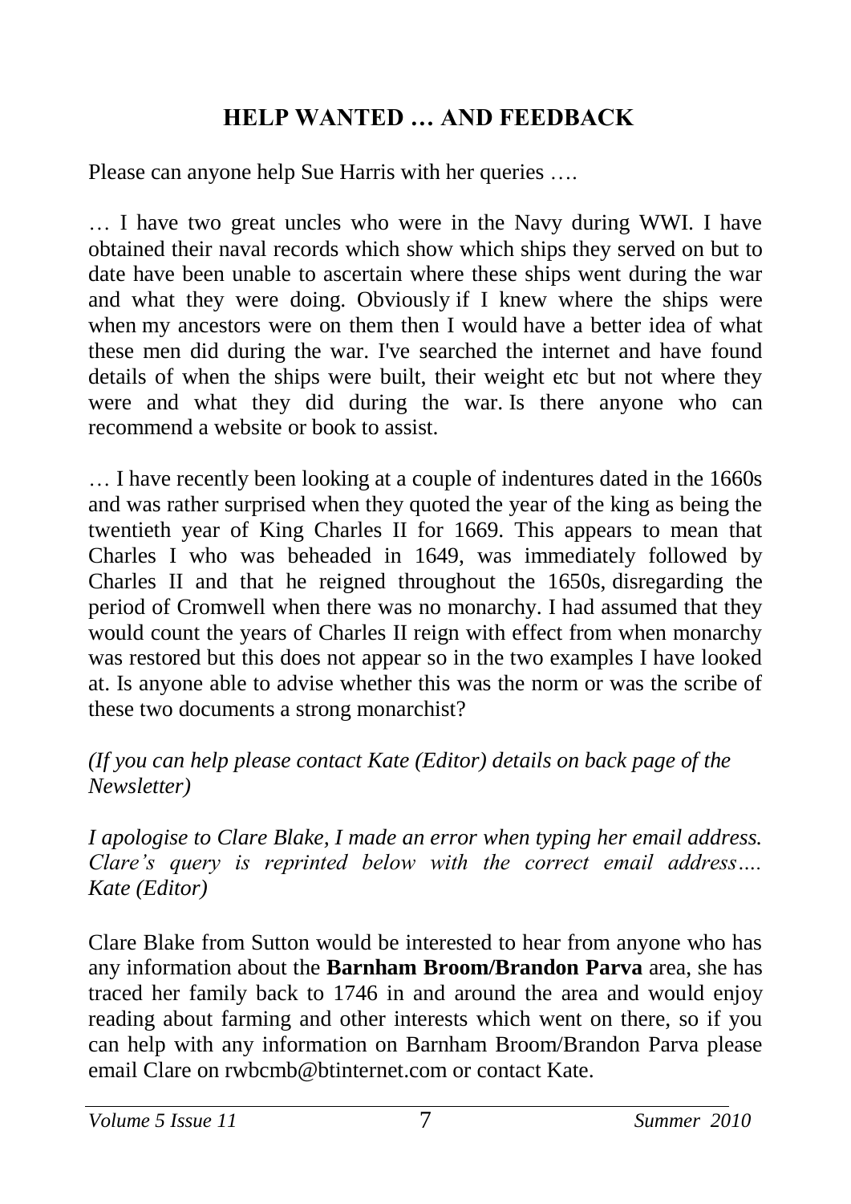# HELP WANTED … AND FEEDBACK

Please can anyone help Sue Harris with her queries ….

… I have two great uncles who were in the Navy during WWI. I have obtained their naval records which show which ships they served on but to date have been unable to ascertain where these ships went during the war and what they were doing. Obviously if I knew where the ships were when my ancestors were on them then I would have a better idea of what these men did during the war. I've searched the internet and have found details of when the ships were built, their weight etc but not where they were and what they did during the war. Is there anyone who can recommend a website or book to assist.

… I have recently been looking at a couple of indentures dated in the 1660s and was rather surprised when they quoted the year of the king as being the twentieth year of King Charles II for 1669. This appears to mean that Charles I who was beheaded in 1649, was immediately followed by Charles II and that he reigned throughout the 1650s, disregarding the period of Cromwell when there was no monarchy. I had assumed that they would count the years of Charles II reign with effect from when monarchy was restored but this does not appear so in the two examples I have looked at. Is anyone able to advise whether this was the norm or was the scribe of these two documents a strong monarchist?

*(If you can help please contact Kate (Editor) details on back page of the Newsletter)*

*I apologise to Clare Blake, I made an error when typing her email address. Clare's query is reprinted below with the correct email address…. Kate (Editor)*

Clare Blake from Sutton would be interested to hear from anyone who has any information about the **Barnham Broom/Brandon Parva** area, she has traced her family back to 1746 in and around the area and would enjoy reading about farming and other interests which went on there, so if you can help with any information on Barnham Broom/Brandon Parva please email Clare on rwbcmb@btinternet.com or contact Kate.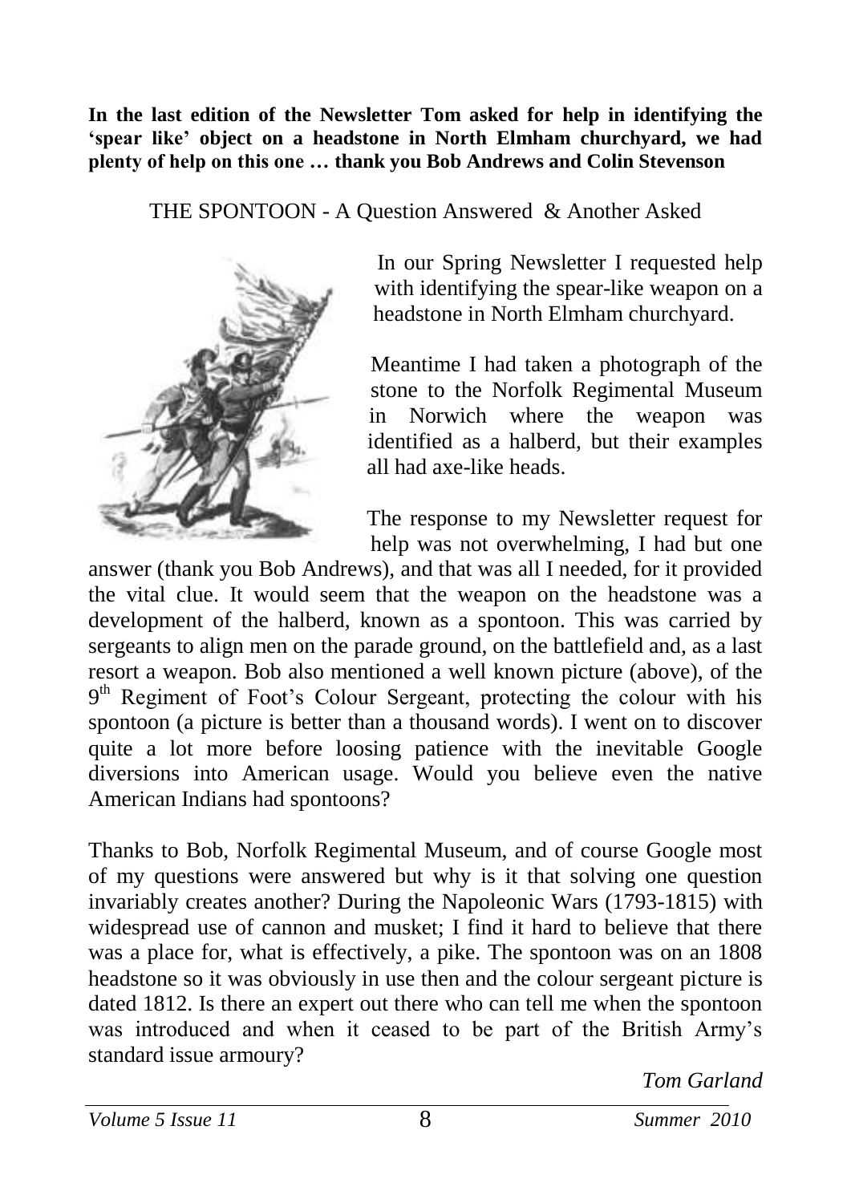**In the last edition of the Newsletter Tom asked for help in identifying the 'spear like' object on a headstone in North Elmham churchyard, we had plenty of help on this one … thank you Bob Andrews and Colin Stevenson**

THE SPONTOON - A Question Answered & Another Asked

In our Spring Newsletter I requested help with identifying the spear-like weapon on a headstone in North Elmham churchyard.

Meantime I had taken a photograph of the stone to the Norfolk Regimental Museum in Norwich where the weapon was identified as a halberd, but their examples all had axe-like heads.

The response to my Newsletter request for help was not overwhelming, I had but one answer (thank you Bob Andrews), and that was all I needed, for it provided the vital clue. It would seem that the weapon on the headstone was a development of the halberd, known as a spontoon. This was carried by sergeants to align men on the parade ground, on the battlefield and, as a last resort a weapon. Bob also mentioned a well known picture (above), of the 9th Regiment of Foot's Colour Sergeant, protecting the colour with his spontoon (a picture is better than a thousand words). I went on to discover quite a lot more before loosing patience with the inevitable Google diversions into American usage. Would you believe even the native American Indians had spontoons?

Thanks to Bob, Norfolk Regimental Museum, and of course Google most of my questions were answered but why is it that solving one question invariably creates another? During the Napoleonic Wars (1793-1815) with widespread use of cannon and musket; I find it hard to believe that there was a place for, what is effectively, a pike. The spontoon was on an 1808 headstone so it was obviously in use then and the colour sergeant picture is dated 1812. Is there an expert out there who can tell me when the spontoon was introduced and when it ceased to be part of the British Army's standard issue armoury?

*Tom Garland*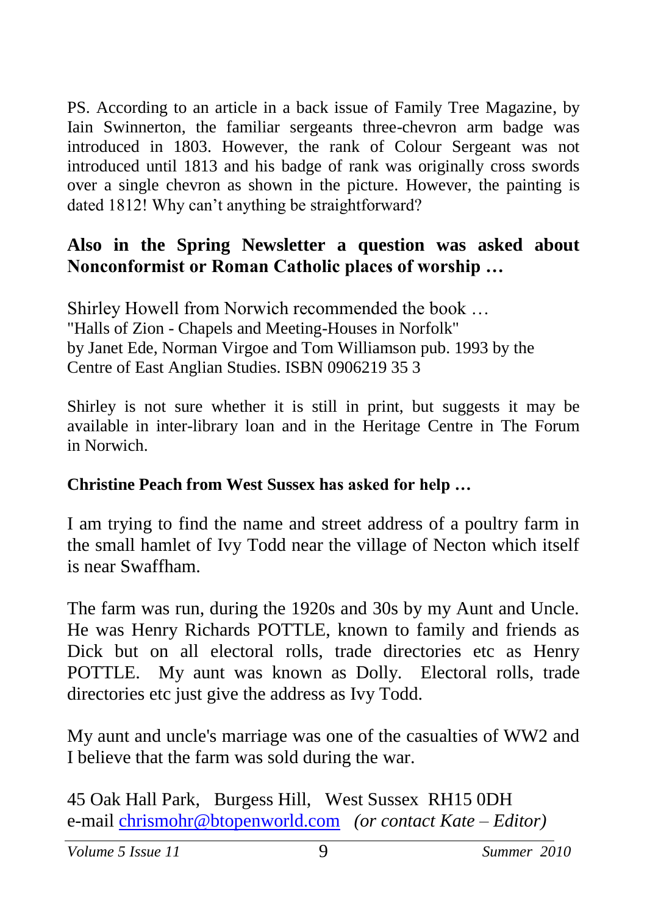PS. According to an article in a back issue of Family Tree Magazine, by Iain Swinnerton, the familiar sergeants three-chevron arm badge was introduced in 1803. However, the rank of Colour Sergeant was not introduced until 1813 and his badge of rank was originally cross swords over a single chevron as shown in the picture. However, the painting is dated 1812! Why can't anything be straightforward?

### Also in the Spring Newsletter a question was asked about Nonconformist or Roman Catholic places of worship …

Shirley Howell from Norwich recommended the book …
"Halls of Zion - Chapels and Meeting-Houses in Norfolk"
by Janet Ede, Norman Virgoe and Tom Williamson pub. 1993 by the Centre of East Anglian Studies. ISBN 0906219 35 3

Shirley is not sure whether it is still in print, but suggests it may be available in inter-library loan and in the Heritage Centre in The Forum in Norwich.

**Christine Peach from West Sussex has asked for help …**

I am trying to find the name and street address of a poultry farm in the small hamlet of Ivy Todd near the village of Necton which itself is near Swaffham.

The farm was run, during the 1920s and 30s by my Aunt and Uncle. He was Henry Richards POTTLE, known to family and friends as Dick but on all electoral rolls, trade directories etc as Henry POTTLE. My aunt was known as Dolly. Electoral rolls, trade directories etc just give the address as Ivy Todd.

My aunt and uncle's marriage was one of the casualties of WW2 and I believe that the farm was sold during the war.

45 Oak Hall Park, Burgess Hill, West Sussex RH15 0DH
e-mail chrismohr@btopenworld.com *(or contact Kate – Editor)*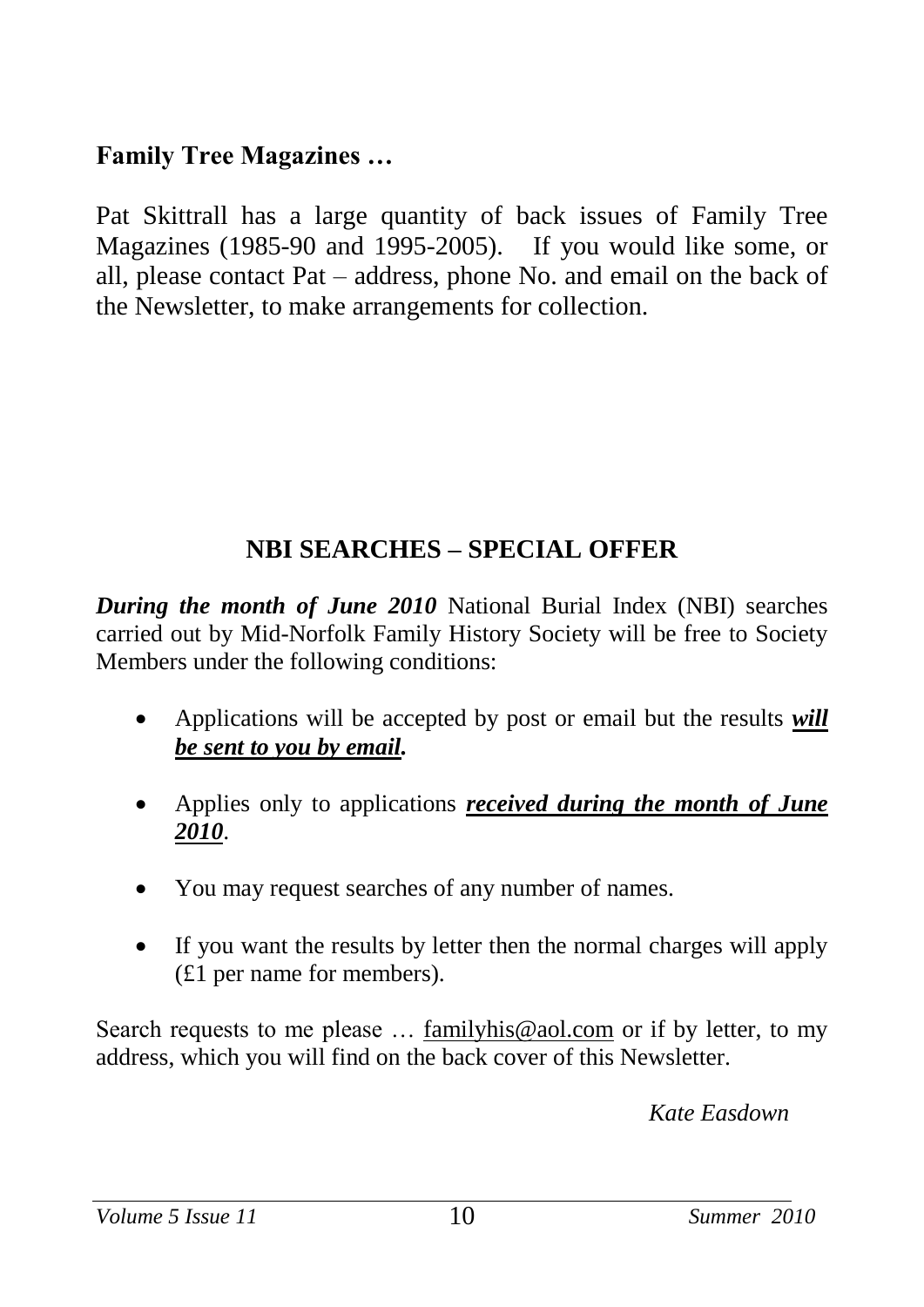## Family Tree Magazines …

Pat Skittrall has a large quantity of back issues of Family Tree Magazines (1985-90 and 1995-2005). If you would like some, or all, please contact Pat – address, phone No. and email on the back of the Newsletter, to make arrangements for collection.

## NBI SEARCHES – SPECIAL OFFER

***During the month of June 2010*** National Burial Index (NBI) searches carried out by Mid-Norfolk Family History Society will be free to Society Members under the following conditions:

- Applications will be accepted by post or email but the results ***<u>will be sent to you by email</u>.***
- Applies only to applications ***<u>received during the month of June 2010</u>***.
- You may request searches of any number of names.
- If you want the results by letter then the normal charges will apply (£1 per name for members).

Search requests to me please … familyhis@aol.com or if by letter, to my address, which you will find on the back cover of this Newsletter.

*Kate Easdown*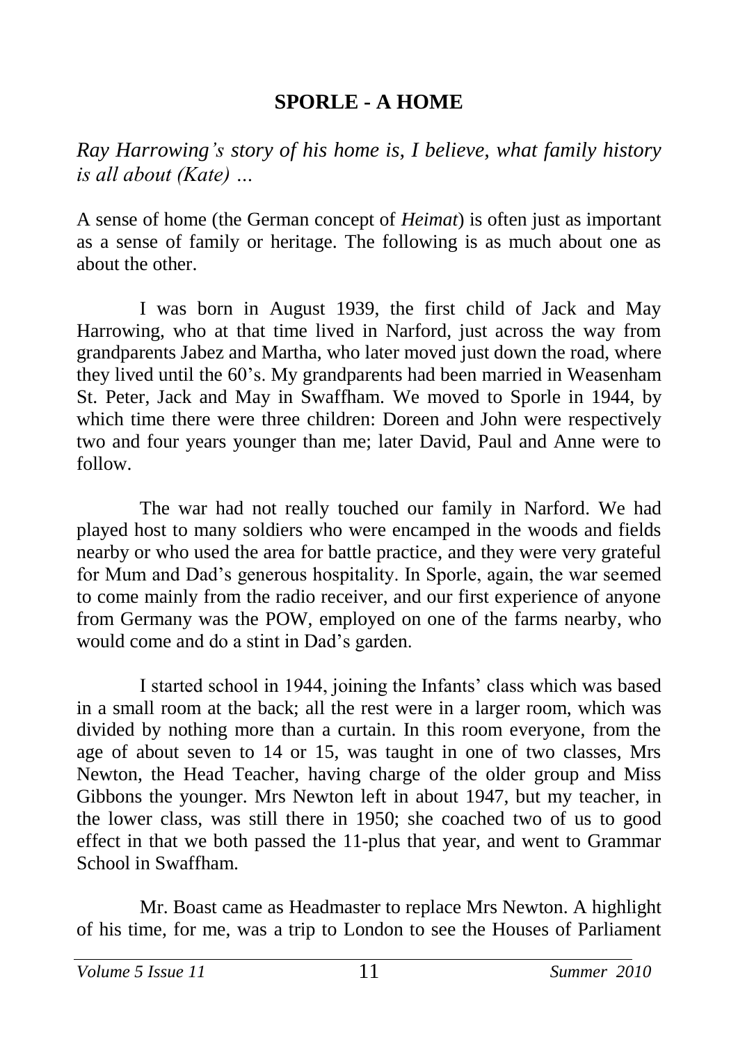## SPORLE - A HOME

*Ray Harrowing's story of his home is, I believe, what family history is all about (Kate) …*

A sense of home (the German concept of *Heimat*) is often just as important as a sense of family or heritage. The following is as much about one as about the other.

I was born in August 1939, the first child of Jack and May Harrowing, who at that time lived in Narford, just across the way from grandparents Jabez and Martha, who later moved just down the road, where they lived until the 60's. My grandparents had been married in Weasenham St. Peter, Jack and May in Swaffham. We moved to Sporle in 1944, by which time there were three children: Doreen and John were respectively two and four years younger than me; later David, Paul and Anne were to follow.

The war had not really touched our family in Narford. We had played host to many soldiers who were encamped in the woods and fields nearby or who used the area for battle practice, and they were very grateful for Mum and Dad's generous hospitality. In Sporle, again, the war seemed to come mainly from the radio receiver, and our first experience of anyone from Germany was the POW, employed on one of the farms nearby, who would come and do a stint in Dad's garden.

I started school in 1944, joining the Infants' class which was based in a small room at the back; all the rest were in a larger room, which was divided by nothing more than a curtain. In this room everyone, from the age of about seven to 14 or 15, was taught in one of two classes, Mrs Newton, the Head Teacher, having charge of the older group and Miss Gibbons the younger. Mrs Newton left in about 1947, but my teacher, in the lower class, was still there in 1950; she coached two of us to good effect in that we both passed the 11-plus that year, and went to Grammar School in Swaffham.

Mr. Boast came as Headmaster to replace Mrs Newton. A highlight of his time, for me, was a trip to London to see the Houses of Parliament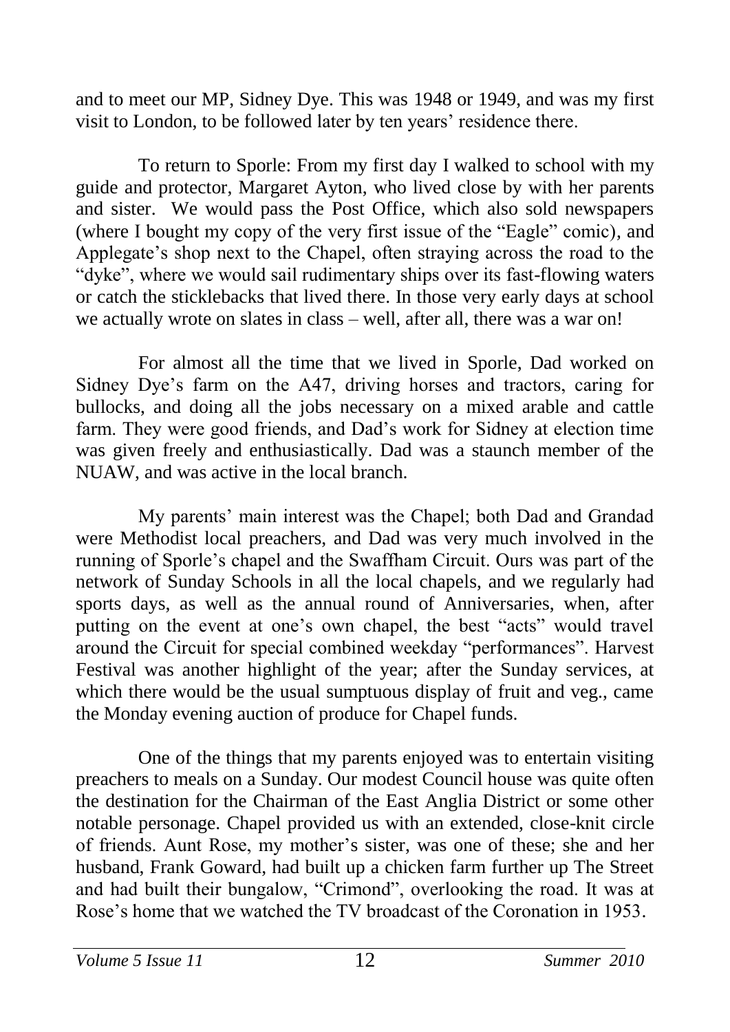and to meet our MP, Sidney Dye. This was 1948 or 1949, and was my first visit to London, to be followed later by ten years' residence there.

To return to Sporle: From my first day I walked to school with my guide and protector, Margaret Ayton, who lived close by with her parents and sister. We would pass the Post Office, which also sold newspapers (where I bought my copy of the very first issue of the "Eagle" comic), and Applegate's shop next to the Chapel, often straying across the road to the "dyke", where we would sail rudimentary ships over its fast-flowing waters or catch the sticklebacks that lived there. In those very early days at school we actually wrote on slates in class – well, after all, there was a war on!

For almost all the time that we lived in Sporle, Dad worked on Sidney Dye's farm on the A47, driving horses and tractors, caring for bullocks, and doing all the jobs necessary on a mixed arable and cattle farm. They were good friends, and Dad's work for Sidney at election time was given freely and enthusiastically. Dad was a staunch member of the NUAW, and was active in the local branch.

My parents' main interest was the Chapel; both Dad and Grandad were Methodist local preachers, and Dad was very much involved in the running of Sporle's chapel and the Swaffham Circuit. Ours was part of the network of Sunday Schools in all the local chapels, and we regularly had sports days, as well as the annual round of Anniversaries, when, after putting on the event at one's own chapel, the best "acts" would travel around the Circuit for special combined weekday "performances". Harvest Festival was another highlight of the year; after the Sunday services, at which there would be the usual sumptuous display of fruit and veg., came the Monday evening auction of produce for Chapel funds.

One of the things that my parents enjoyed was to entertain visiting preachers to meals on a Sunday. Our modest Council house was quite often the destination for the Chairman of the East Anglia District or some other notable personage. Chapel provided us with an extended, close-knit circle of friends. Aunt Rose, my mother's sister, was one of these; she and her husband, Frank Goward, had built up a chicken farm further up The Street and had built their bungalow, "Crimond", overlooking the road. It was at Rose's home that we watched the TV broadcast of the Coronation in 1953.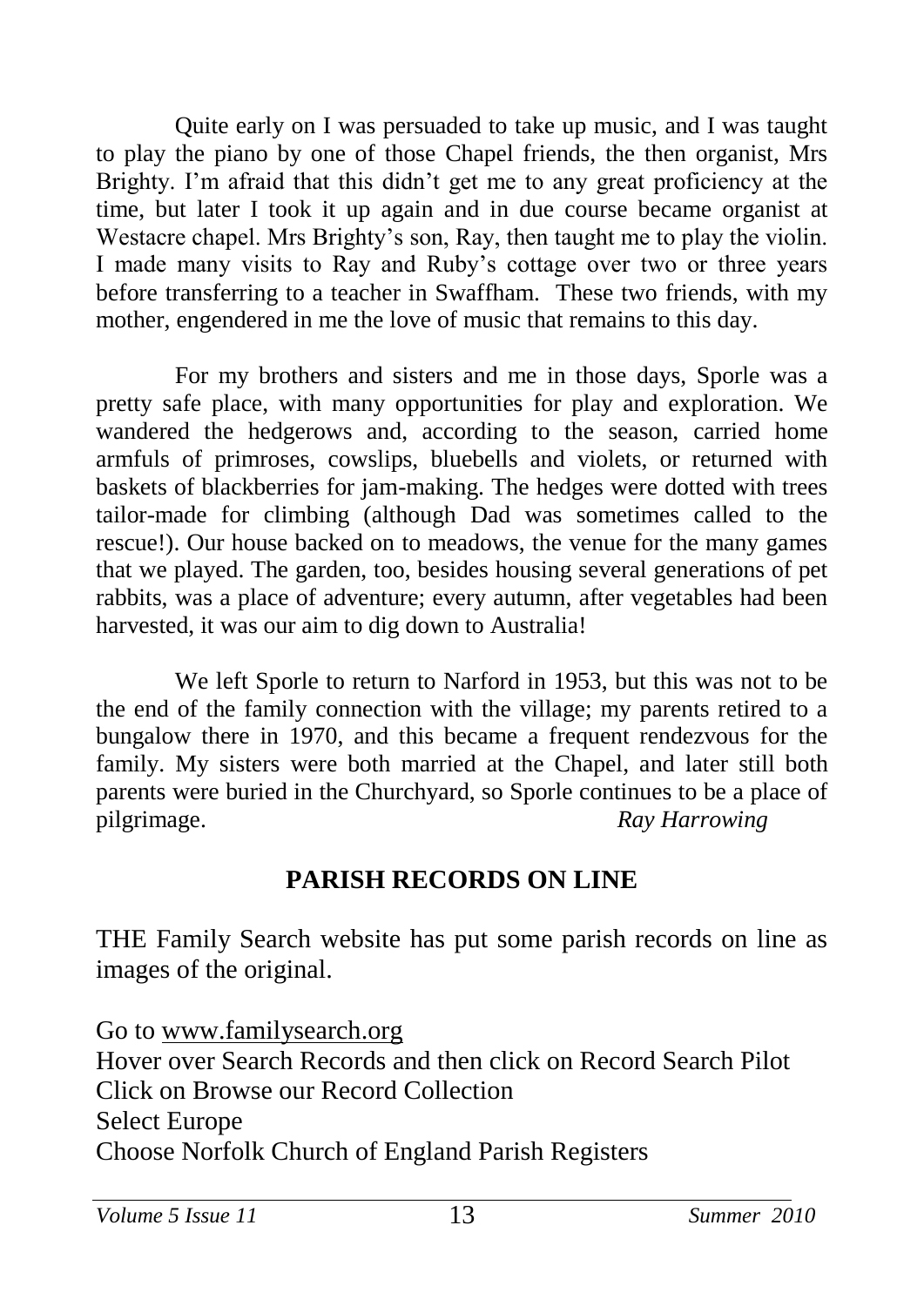Quite early on I was persuaded to take up music, and I was taught to play the piano by one of those Chapel friends, the then organist, Mrs Brighty. I'm afraid that this didn't get me to any great proficiency at the time, but later I took it up again and in due course became organist at Westacre chapel. Mrs Brighty's son, Ray, then taught me to play the violin. I made many visits to Ray and Ruby's cottage over two or three years before transferring to a teacher in Swaffham. These two friends, with my mother, engendered in me the love of music that remains to this day.

For my brothers and sisters and me in those days, Sporle was a pretty safe place, with many opportunities for play and exploration. We wandered the hedgerows and, according to the season, carried home armfuls of primroses, cowslips, bluebells and violets, or returned with baskets of blackberries for jam-making. The hedges were dotted with trees tailor-made for climbing (although Dad was sometimes called to the rescue!). Our house backed on to meadows, the venue for the many games that we played. The garden, too, besides housing several generations of pet rabbits, was a place of adventure; every autumn, after vegetables had been harvested, it was our aim to dig down to Australia!

We left Sporle to return to Narford in 1953, but this was not to be the end of the family connection with the village; my parents retired to a bungalow there in 1970, and this became a frequent rendezvous for the family. My sisters were both married at the Chapel, and later still both parents were buried in the Churchyard, so Sporle continues to be a place of pilgrimage. *Ray Harrowing*

## PARISH RECORDS ON LINE

THE Family Search website has put some parish records on line as images of the original.

Go to www.familysearch.org
Hover over Search Records and then click on Record Search Pilot
Click on Browse our Record Collection
Select Europe
Choose Norfolk Church of England Parish Registers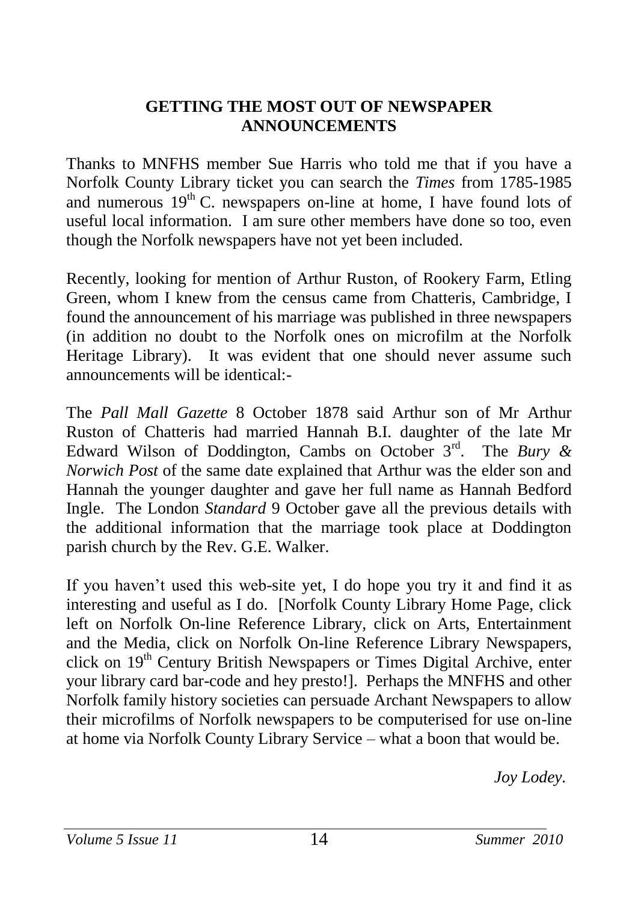## GETTING THE MOST OUT OF NEWSPAPER ANNOUNCEMENTS

Thanks to MNFHS member Sue Harris who told me that if you have a Norfolk County Library ticket you can search the *Times* from 1785-1985 and numerous 19th C. newspapers on-line at home, I have found lots of useful local information. I am sure other members have done so too, even though the Norfolk newspapers have not yet been included.

Recently, looking for mention of Arthur Ruston, of Rookery Farm, Etling Green, whom I knew from the census came from Chatteris, Cambridge, I found the announcement of his marriage was published in three newspapers (in addition no doubt to the Norfolk ones on microfilm at the Norfolk Heritage Library). It was evident that one should never assume such announcements will be identical:-

The *Pall Mall Gazette* 8 October 1878 said Arthur son of Mr Arthur Ruston of Chatteris had married Hannah B.I. daughter of the late Mr Edward Wilson of Doddington, Cambs on October 3rd. The *Bury & Norwich Post* of the same date explained that Arthur was the elder son and Hannah the younger daughter and gave her full name as Hannah Bedford Ingle. The London *Standard* 9 October gave all the previous details with the additional information that the marriage took place at Doddington parish church by the Rev. G.E. Walker.

If you haven't used this web-site yet, I do hope you try it and find it as interesting and useful as I do. [Norfolk County Library Home Page, click left on Norfolk On-line Reference Library, click on Arts, Entertainment and the Media, click on Norfolk On-line Reference Library Newspapers, click on 19th Century British Newspapers or Times Digital Archive, enter your library card bar-code and hey presto!]. Perhaps the MNFHS and other Norfolk family history societies can persuade Archant Newspapers to allow their microfilms of Norfolk newspapers to be computerised for use on-line at home via Norfolk County Library Service – what a boon that would be.

*Joy Lodey.*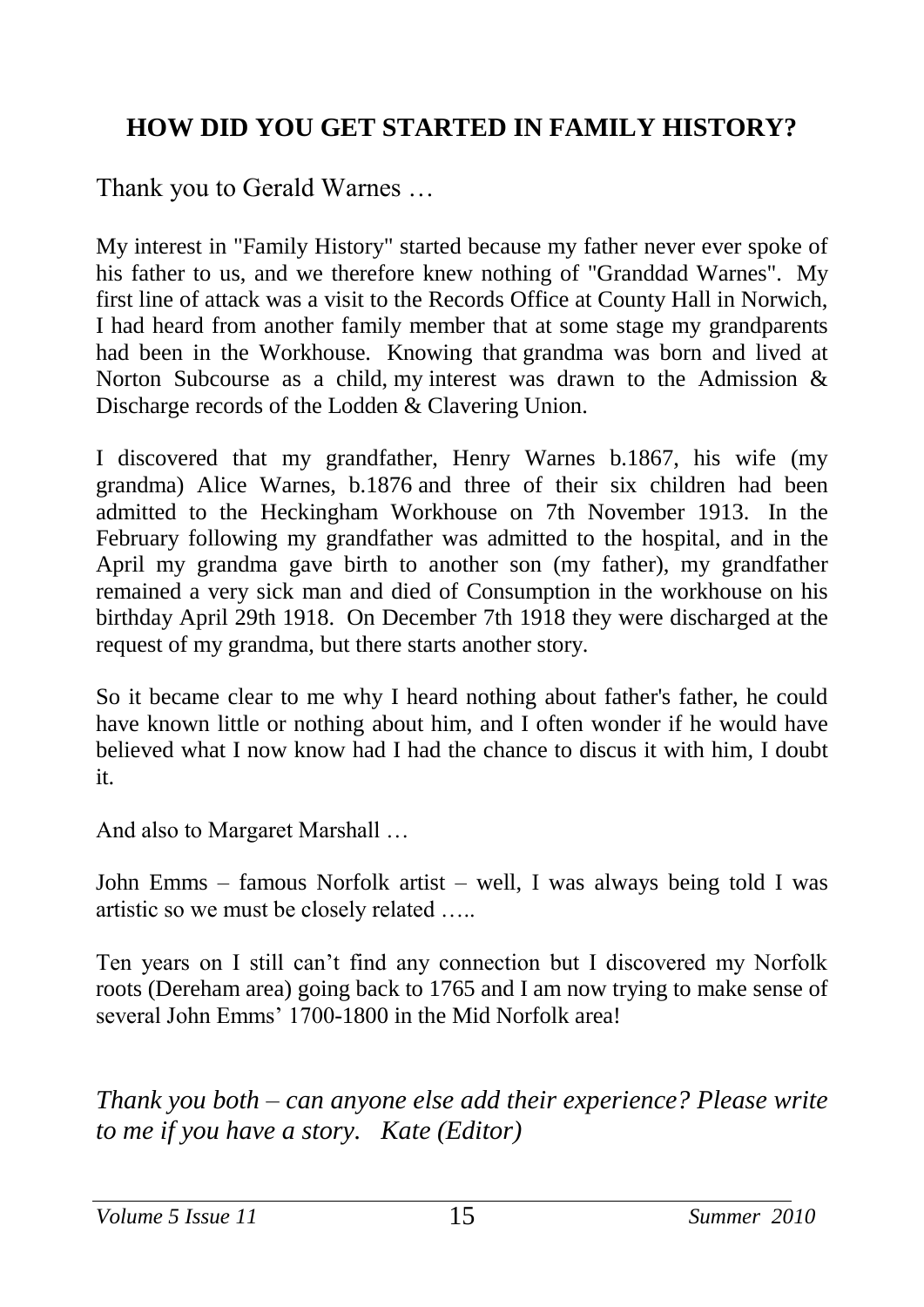## HOW DID YOU GET STARTED IN FAMILY HISTORY?

Thank you to Gerald Warnes …

My interest in "Family History" started because my father never ever spoke of his father to us, and we therefore knew nothing of "Granddad Warnes". My first line of attack was a visit to the Records Office at County Hall in Norwich, I had heard from another family member that at some stage my grandparents had been in the Workhouse. Knowing that grandma was born and lived at Norton Subcourse as a child, my interest was drawn to the Admission & Discharge records of the Lodden & Clavering Union.

I discovered that my grandfather, Henry Warnes b.1867, his wife (my grandma) Alice Warnes, b.1876 and three of their six children had been admitted to the Heckingham Workhouse on 7th November 1913. In the February following my grandfather was admitted to the hospital, and in the April my grandma gave birth to another son (my father), my grandfather remained a very sick man and died of Consumption in the workhouse on his birthday April 29th 1918. On December 7th 1918 they were discharged at the request of my grandma, but there starts another story.

So it became clear to me why I heard nothing about father's father, he could have known little or nothing about him, and I often wonder if he would have believed what I now know had I had the chance to discus it with him, I doubt it.

And also to Margaret Marshall …

John Emms – famous Norfolk artist – well, I was always being told I was artistic so we must be closely related …..

Ten years on I still can't find any connection but I discovered my Norfolk roots (Dereham area) going back to 1765 and I am now trying to make sense of several John Emms' 1700-1800 in the Mid Norfolk area!

*Thank you both – can anyone else add their experience? Please write to me if you have a story. Kate (Editor)*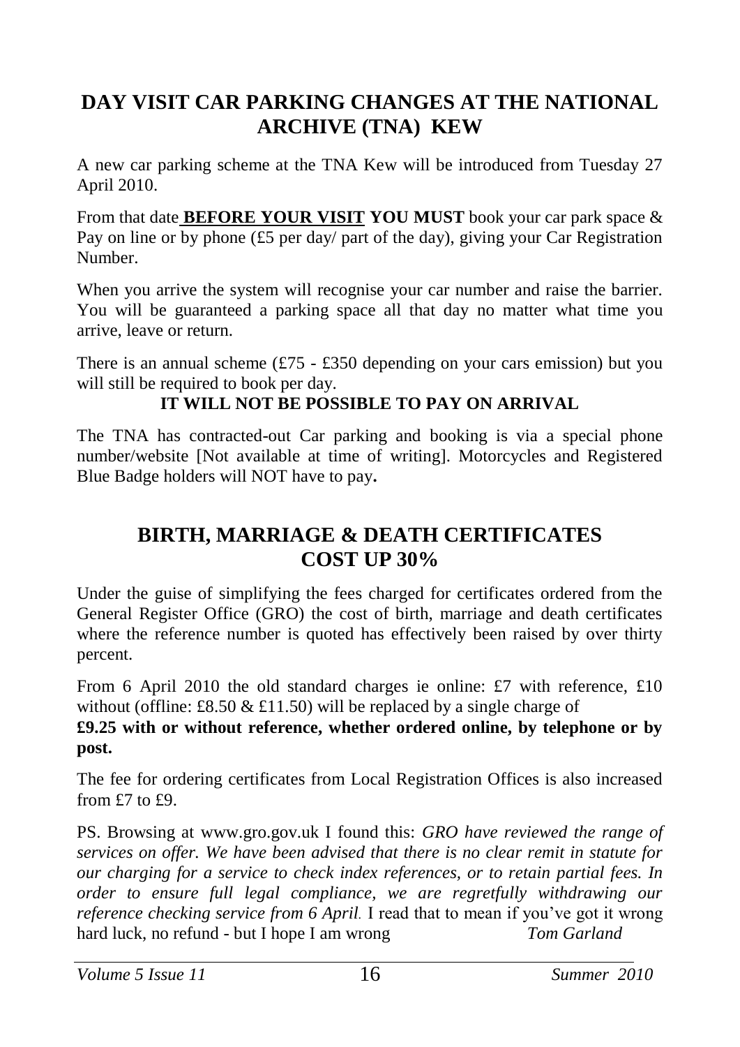## DAY VISIT CAR PARKING CHANGES AT THE NATIONAL ARCHIVE (TNA) KEW

A new car parking scheme at the TNA Kew will be introduced from Tuesday 27 April 2010.

From that date **BEFORE YOUR VISIT YOU MUST** book your car park space & Pay on line or by phone (£5 per day/ part of the day), giving your Car Registration Number.

When you arrive the system will recognise your car number and raise the barrier. You will be guaranteed a parking space all that day no matter what time you arrive, leave or return.

There is an annual scheme (£75 - £350 depending on your cars emission) but you will still be required to book per day.

**IT WILL NOT BE POSSIBLE TO PAY ON ARRIVAL**

The TNA has contracted-out Car parking and booking is via a special phone number/website [Not available at time of writing]. Motorcycles and Registered Blue Badge holders will NOT have to pay**.**

## BIRTH, MARRIAGE & DEATH CERTIFICATES COST UP 30%

Under the guise of simplifying the fees charged for certificates ordered from the General Register Office (GRO) the cost of birth, marriage and death certificates where the reference number is quoted has effectively been raised by over thirty percent.

From 6 April 2010 the old standard charges ie online: £7 with reference, £10 without (offline: £8.50 & £11.50) will be replaced by a single charge of **£9.25 with or without reference, whether ordered online, by telephone or by post.**

The fee for ordering certificates from Local Registration Offices is also increased from £7 to £9.

PS. Browsing at www.gro.gov.uk I found this: *GRO have reviewed the range of services on offer. We have been advised that there is no clear remit in statute for our charging for a service to check index references, or to retain partial fees. In order to ensure full legal compliance, we are regretfully withdrawing our reference checking service from 6 April.* I read that to mean if you've got it wrong hard luck, no refund - but I hope I am wrong *Tom Garland*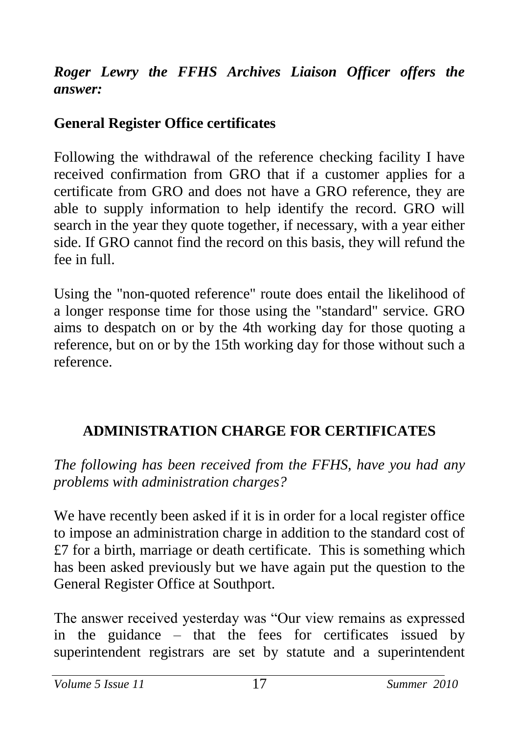***Roger Lewry the FFHS Archives Liaison Officer offers the answer:***

**General Register Office certificates**

Following the withdrawal of the reference checking facility I have received confirmation from GRO that if a customer applies for a certificate from GRO and does not have a GRO reference, they are able to supply information to help identify the record. GRO will search in the year they quote together, if necessary, with a year either side. If GRO cannot find the record on this basis, they will refund the fee in full.

Using the "non-quoted reference" route does entail the likelihood of a longer response time for those using the "standard" service. GRO aims to despatch on or by the 4th working day for those quoting a reference, but on or by the 15th working day for those without such a reference.

## ADMINISTRATION CHARGE FOR CERTIFICATES

*The following has been received from the FFHS, have you had any problems with administration charges?*

We have recently been asked if it is in order for a local register office to impose an administration charge in addition to the standard cost of £7 for a birth, marriage or death certificate. This is something which has been asked previously but we have again put the question to the General Register Office at Southport.

The answer received yesterday was "Our view remains as expressed in the guidance – that the fees for certificates issued by superintendent registrars are set by statute and a superintendent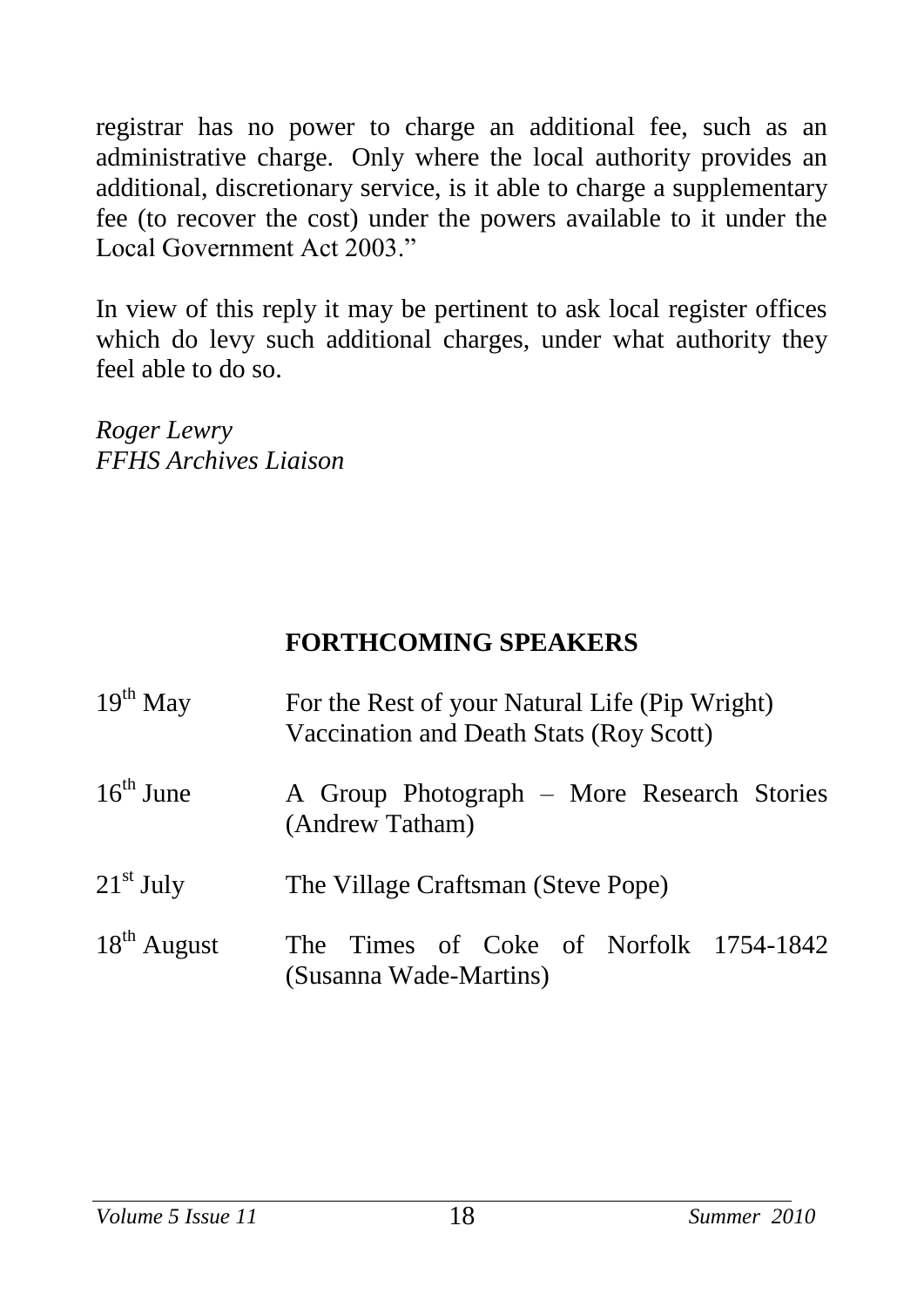registrar has no power to charge an additional fee, such as an administrative charge. Only where the local authority provides an additional, discretionary service, is it able to charge a supplementary fee (to recover the cost) under the powers available to it under the Local Government Act 2003."

In view of this reply it may be pertinent to ask local register offices which do levy such additional charges, under what authority they feel able to do so.

*Roger Lewry*
*FFHS Archives Liaison*

## FORTHCOMING SPEAKERS

| | |
|---|---|
| 19th May | For the Rest of your Natural Life (Pip Wright)<br>Vaccination and Death Stats (Roy Scott) |
| 16th June | A Group Photograph – More Research Stories (Andrew Tatham) |
| 21st July | The Village Craftsman (Steve Pope) |
| 18th August | The Times of Coke of Norfolk 1754-1842 (Susanna Wade-Martins) |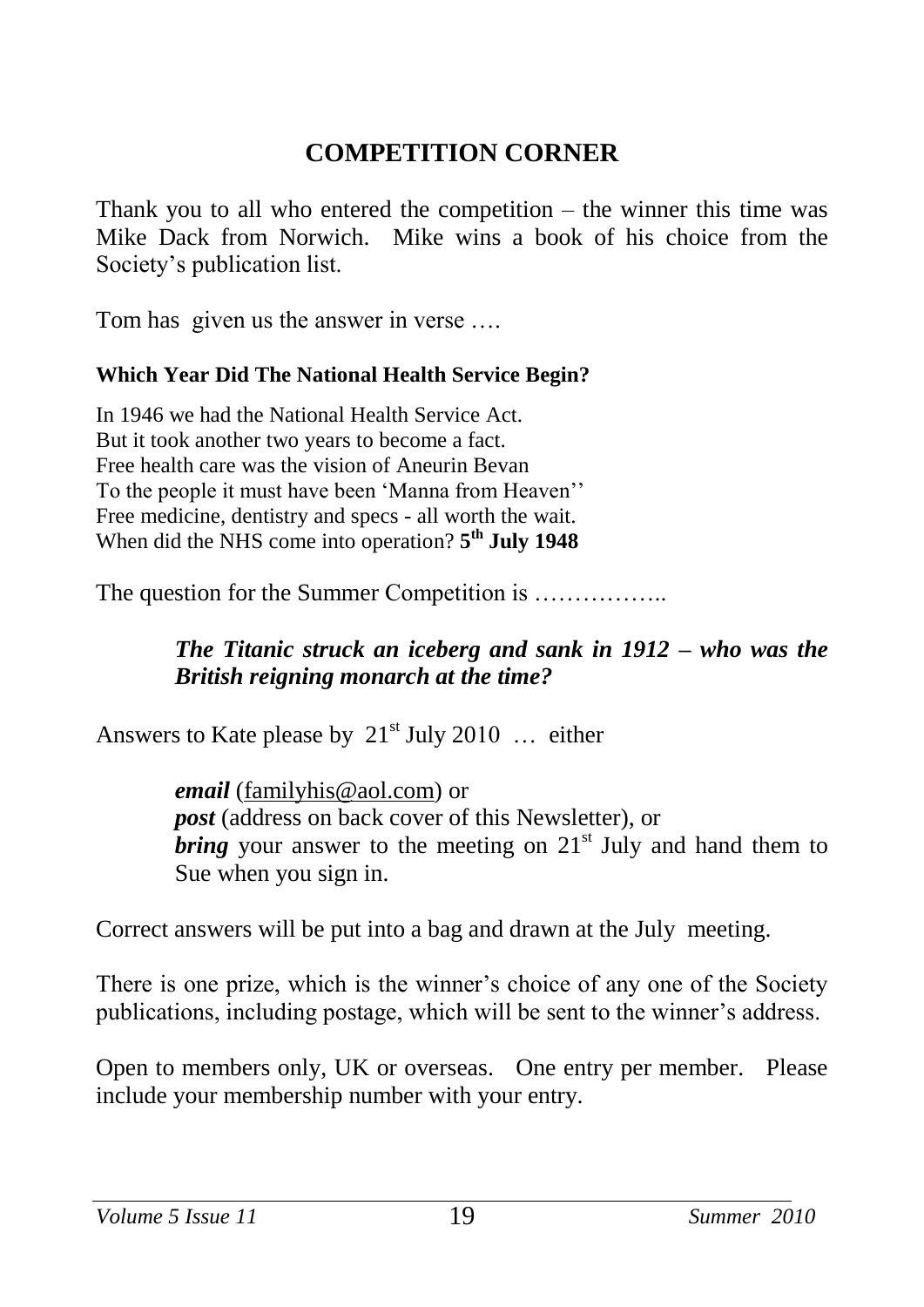## COMPETITION CORNER

Thank you to all who entered the competition – the winner this time was Mike Dack from Norwich. Mike wins a book of his choice from the Society's publication list.

Tom has given us the answer in verse ….

**Which Year Did The National Health Service Begin?**

In 1946 we had the National Health Service Act.  
But it took another two years to become a fact.  
Free health care was the vision of Aneurin Bevan  
To the people it must have been 'Manna from Heaven''  
Free medicine, dentistry and specs - all worth the wait.  
When did the NHS come into operation? **5th July 1948**

The question for the Summer Competition is ……………..

> ***The Titanic struck an iceberg and sank in 1912 – who was the British reigning monarch at the time?***

Answers to Kate please by 21st July 2010 … either

> ***email*** (familyhis@aol.com) or  
> ***post*** (address on back cover of this Newsletter), or  
> ***bring*** your answer to the meeting on 21st July and hand them to Sue when you sign in.

Correct answers will be put into a bag and drawn at the July meeting.

There is one prize, which is the winner's choice of any one of the Society publications, including postage, which will be sent to the winner's address.

Open to members only, UK or overseas. One entry per member. Please include your membership number with your entry.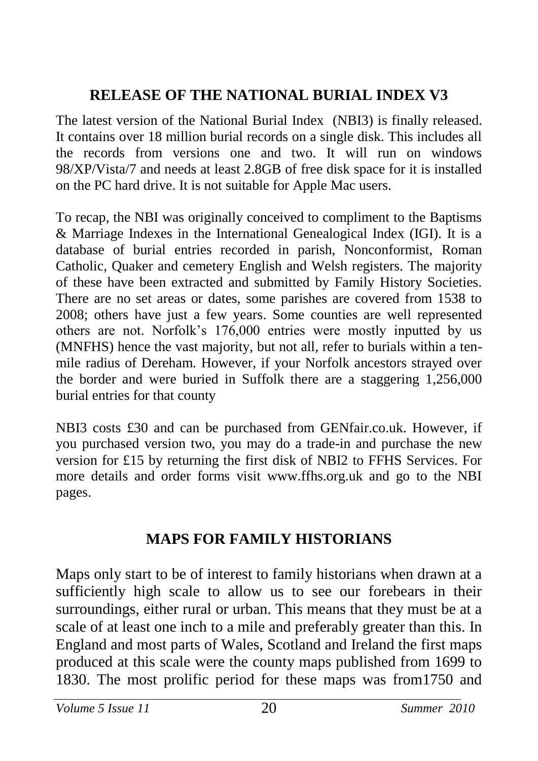## RELEASE OF THE NATIONAL BURIAL INDEX V3

The latest version of the National Burial Index (NBI3) is finally released. It contains over 18 million burial records on a single disk. This includes all the records from versions one and two. It will run on windows 98/XP/Vista/7 and needs at least 2.8GB of free disk space for it is installed on the PC hard drive. It is not suitable for Apple Mac users.

To recap, the NBI was originally conceived to compliment to the Baptisms & Marriage Indexes in the International Genealogical Index (IGI). It is a database of burial entries recorded in parish, Nonconformist, Roman Catholic, Quaker and cemetery English and Welsh registers. The majority of these have been extracted and submitted by Family History Societies. There are no set areas or dates, some parishes are covered from 1538 to 2008; others have just a few years. Some counties are well represented others are not. Norfolk's 176,000 entries were mostly inputted by us (MNFHS) hence the vast majority, but not all, refer to burials within a ten-mile radius of Dereham. However, if your Norfolk ancestors strayed over the border and were buried in Suffolk there are a staggering 1,256,000 burial entries for that county

NBI3 costs £30 and can be purchased from GENfair.co.uk. However, if you purchased version two, you may do a trade-in and purchase the new version for £15 by returning the first disk of NBI2 to FFHS Services. For more details and order forms visit www.ffhs.org.uk and go to the NBI pages.

## MAPS FOR FAMILY HISTORIANS

Maps only start to be of interest to family historians when drawn at a sufficiently high scale to allow us to see our forebears in their surroundings, either rural or urban. This means that they must be at a scale of at least one inch to a mile and preferably greater than this. In England and most parts of Wales, Scotland and Ireland the first maps produced at this scale were the county maps published from 1699 to 1830. The most prolific period for these maps was from1750 and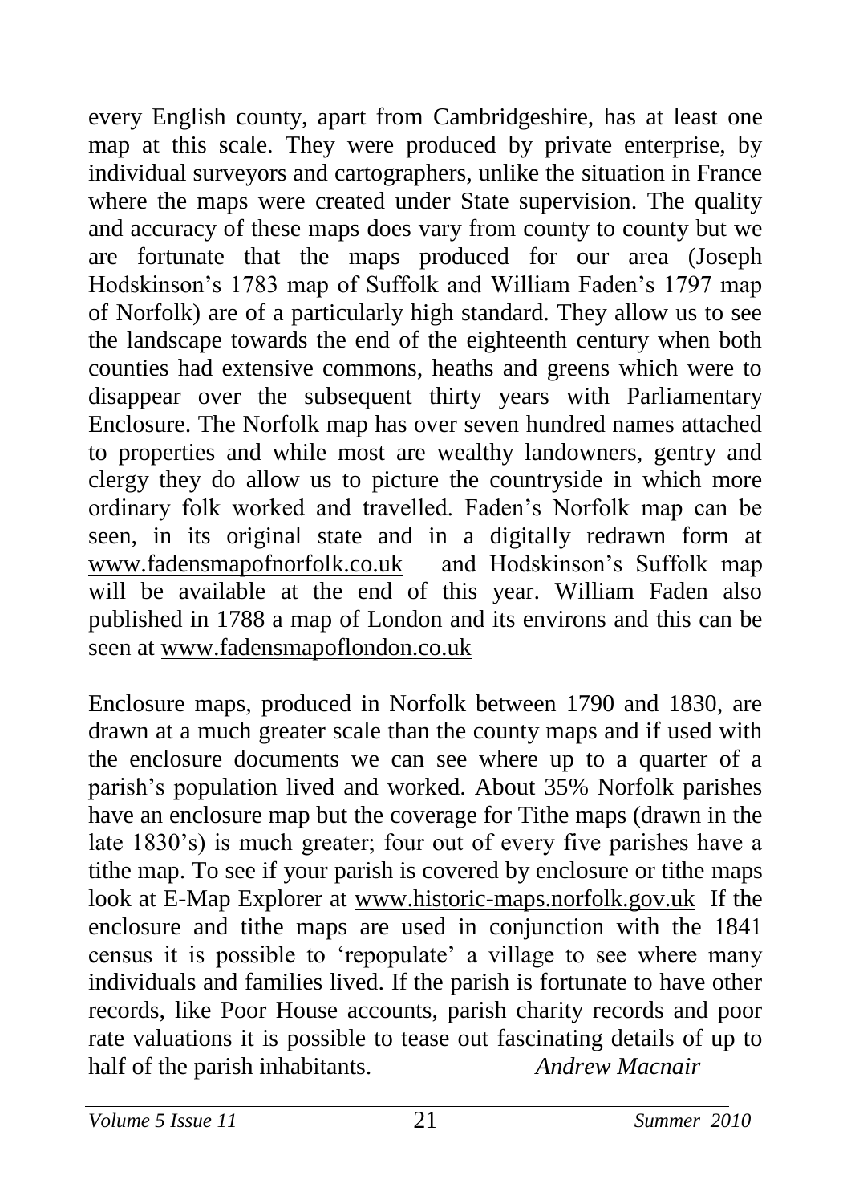every English county, apart from Cambridgeshire, has at least one map at this scale. They were produced by private enterprise, by individual surveyors and cartographers, unlike the situation in France where the maps were created under State supervision. The quality and accuracy of these maps does vary from county to county but we are fortunate that the maps produced for our area (Joseph Hodskinson's 1783 map of Suffolk and William Faden's 1797 map of Norfolk) are of a particularly high standard. They allow us to see the landscape towards the end of the eighteenth century when both counties had extensive commons, heaths and greens which were to disappear over the subsequent thirty years with Parliamentary Enclosure. The Norfolk map has over seven hundred names attached to properties and while most are wealthy landowners, gentry and clergy they do allow us to picture the countryside in which more ordinary folk worked and travelled. Faden's Norfolk map can be seen, in its original state and in a digitally redrawn form at www.fadensmapofnorfolk.co.uk and Hodskinson's Suffolk map will be available at the end of this year. William Faden also published in 1788 a map of London and its environs and this can be seen at www.fadensmapoflondon.co.uk

Enclosure maps, produced in Norfolk between 1790 and 1830, are drawn at a much greater scale than the county maps and if used with the enclosure documents we can see where up to a quarter of a parish's population lived and worked. About 35% Norfolk parishes have an enclosure map but the coverage for Tithe maps (drawn in the late 1830's) is much greater; four out of every five parishes have a tithe map. To see if your parish is covered by enclosure or tithe maps look at E-Map Explorer at www.historic-maps.norfolk.gov.uk If the enclosure and tithe maps are used in conjunction with the 1841 census it is possible to 'repopulate' a village to see where many individuals and families lived. If the parish is fortunate to have other records, like Poor House accounts, parish charity records and poor rate valuations it is possible to tease out fascinating details of up to half of the parish inhabitants.

*Andrew Macnair*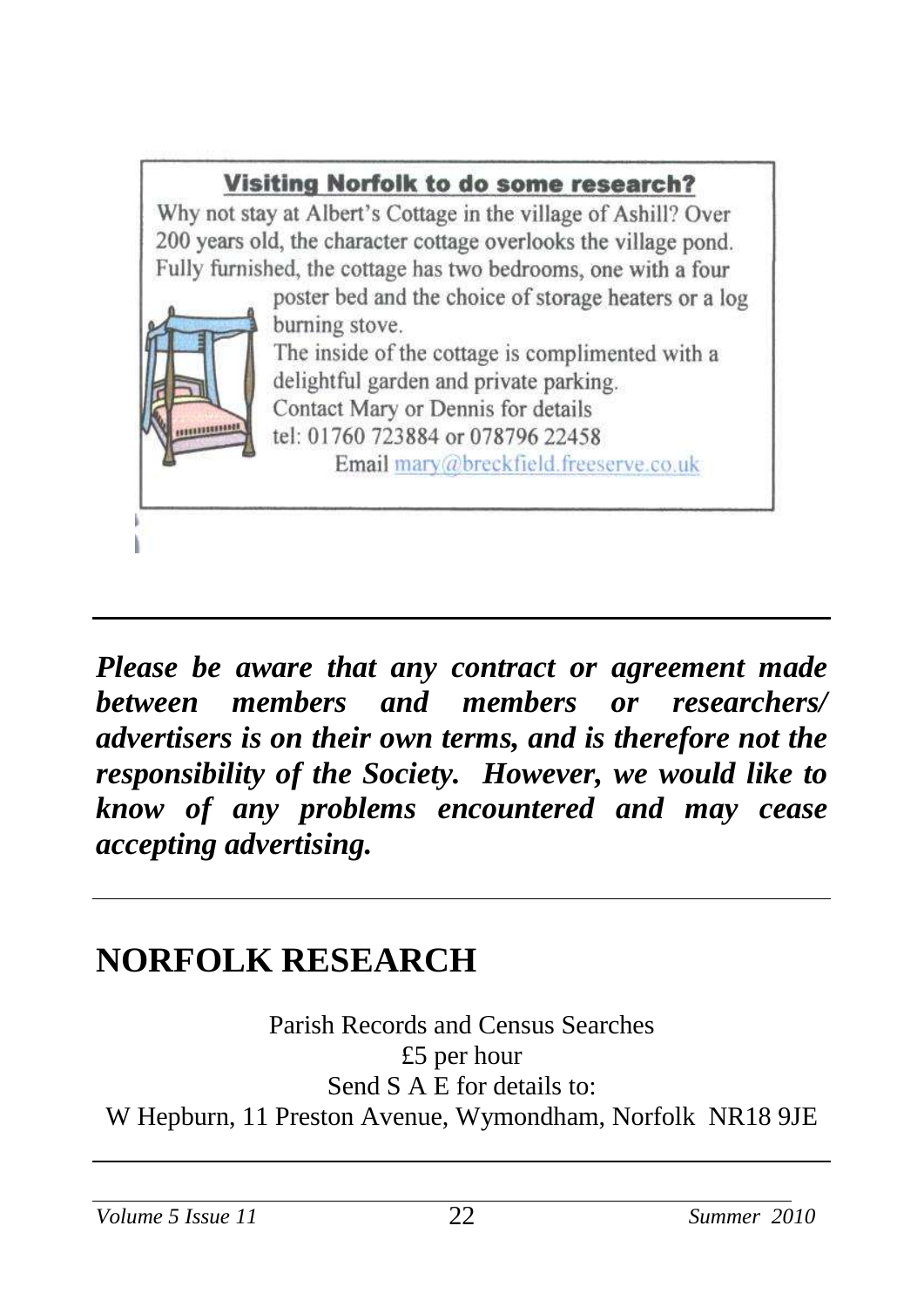### Visiting Norfolk to do some research?

Why not stay at Albert's Cottage in the village of Ashill? Over 200 years old, the character cottage overlooks the village pond. Fully furnished, the cottage has two bedrooms, one with a four poster bed and the choice of storage heaters or a log burning stove.

The inside of the cottage is complimented with a delightful garden and private parking.

Contact Mary or Dennis for details

tel: 01760 723884 or 078796 22458

Email mary@breckfield.freeserve.co.uk

---

***Please be aware that any contract or agreement made between members and members or researchers/ advertisers is on their own terms, and is therefore not the responsibility of the Society. However, we would like to know of any problems encountered and may cease accepting advertising.***

---

## NORFOLK RESEARCH

Parish Records and Census Searches

£5 per hour

Send S A E for details to:

W Hepburn, 11 Preston Avenue, Wymondham, Norfolk NR18 9JE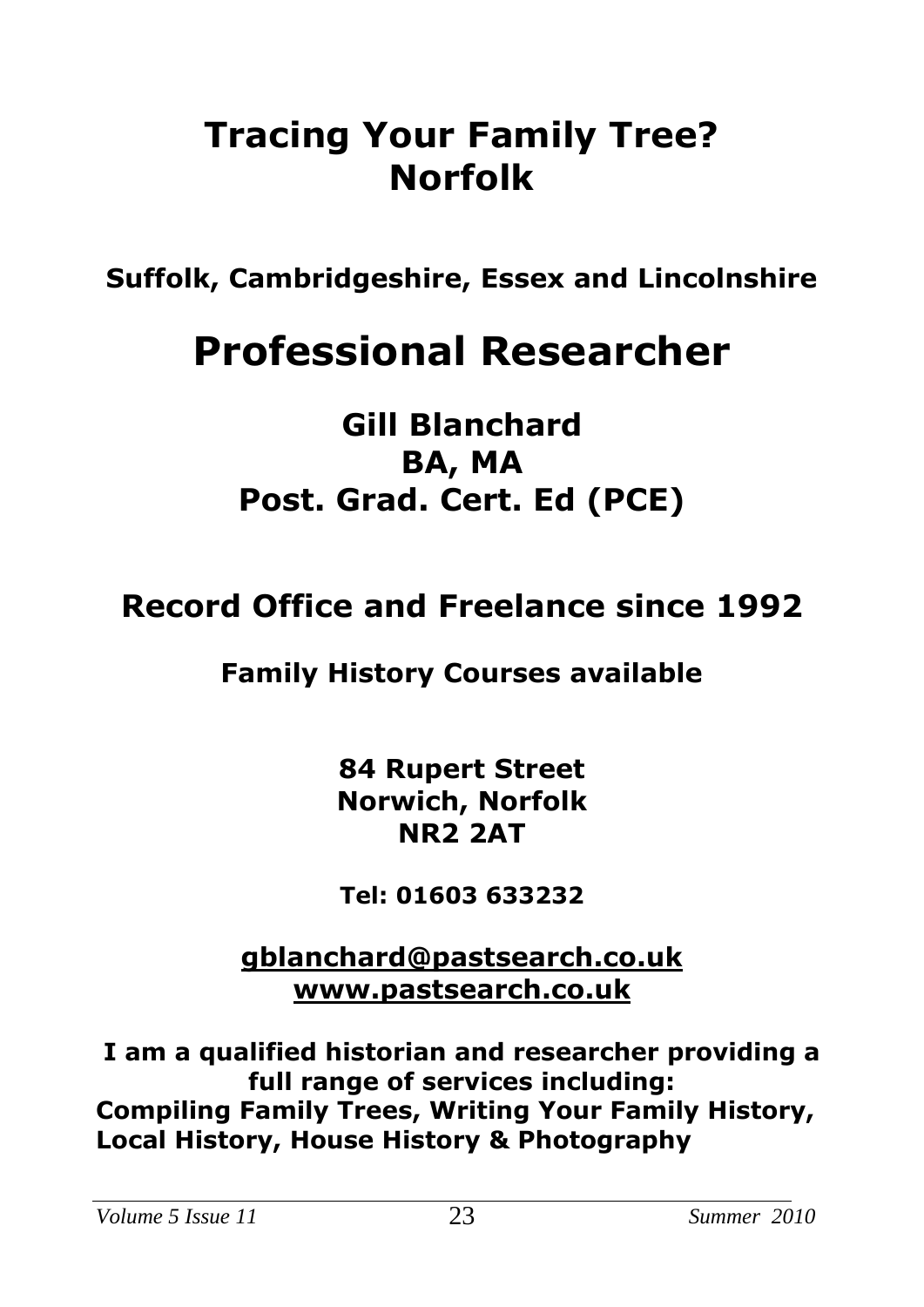# Tracing Your Family Tree? Norfolk

**Suffolk, Cambridgeshire, Essex and Lincolnshire**

# Professional Researcher

## Gill Blanchard
## BA, MA
## Post. Grad. Cert. Ed (PCE)

## Record Office and Freelance since 1992

**Family History Courses available**

**84 Rupert Street**
**Norwich, Norfolk**
**NR2 2AT**

**Tel: 01603 633232**

**gblanchard@pastsearch.co.uk**
**www.pastsearch.co.uk**

**I am a qualified historian and researcher providing a full range of services including:**
**Compiling Family Trees, Writing Your Family History, Local History, House History & Photography**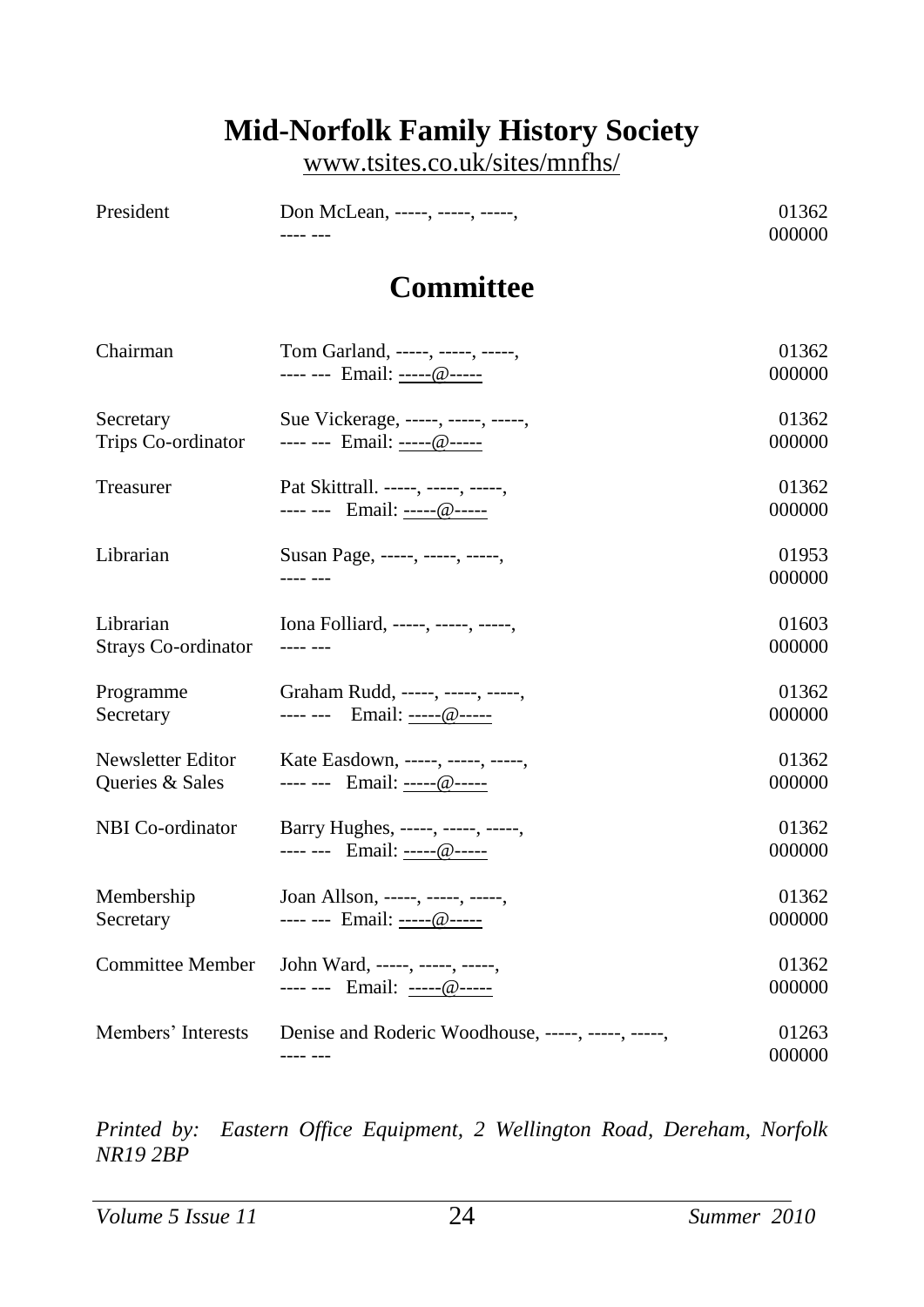# Mid-Norfolk Family History Society

www.tsites.co.uk/sites/mnfhs/

| | | |
|---|---|---|
| President | Don McLean, -----, -----, -----, ---- --- | 01362 000000 |

## Committee

| | | |
|---|---|---|
| Chairman | Tom Garland, -----, -----, -----, ---- --- Email: -----@----- | 01362 000000 |
| Secretary Trips Co-ordinator | Sue Vickerage, -----, -----, -----, ---- --- Email: -----@----- | 01362 000000 |
| Treasurer | Pat Skittrall. -----, -----, -----, ---- --- Email: -----@----- | 01362 000000 |
| Librarian | Susan Page, -----, -----, -----, ---- --- | 01953 000000 |
| Librarian Strays Co-ordinator | Iona Folliard, -----, -----, -----, ---- --- | 01603 000000 |
| Programme Secretary | Graham Rudd, -----, -----, -----, ---- --- Email: -----@----- | 01362 000000 |
| Newsletter Editor Queries & Sales | Kate Easdown, -----, -----, -----, ---- --- Email: -----@----- | 01362 000000 |
| NBI Co-ordinator | Barry Hughes, -----, -----, -----, ---- --- Email: -----@----- | 01362 000000 |
| Membership Secretary | Joan Allson, -----, -----, -----, ---- --- Email: -----@----- | 01362 000000 |
| Committee Member | John Ward, -----, -----, -----, ---- --- Email: -----@----- | 01362 000000 |
| Members' Interests | Denise and Roderic Woodhouse, -----, -----, -----, ---- --- | 01263 000000 |

*Printed by: Eastern Office Equipment, 2 Wellington Road, Dereham, Norfolk NR19 2BP*